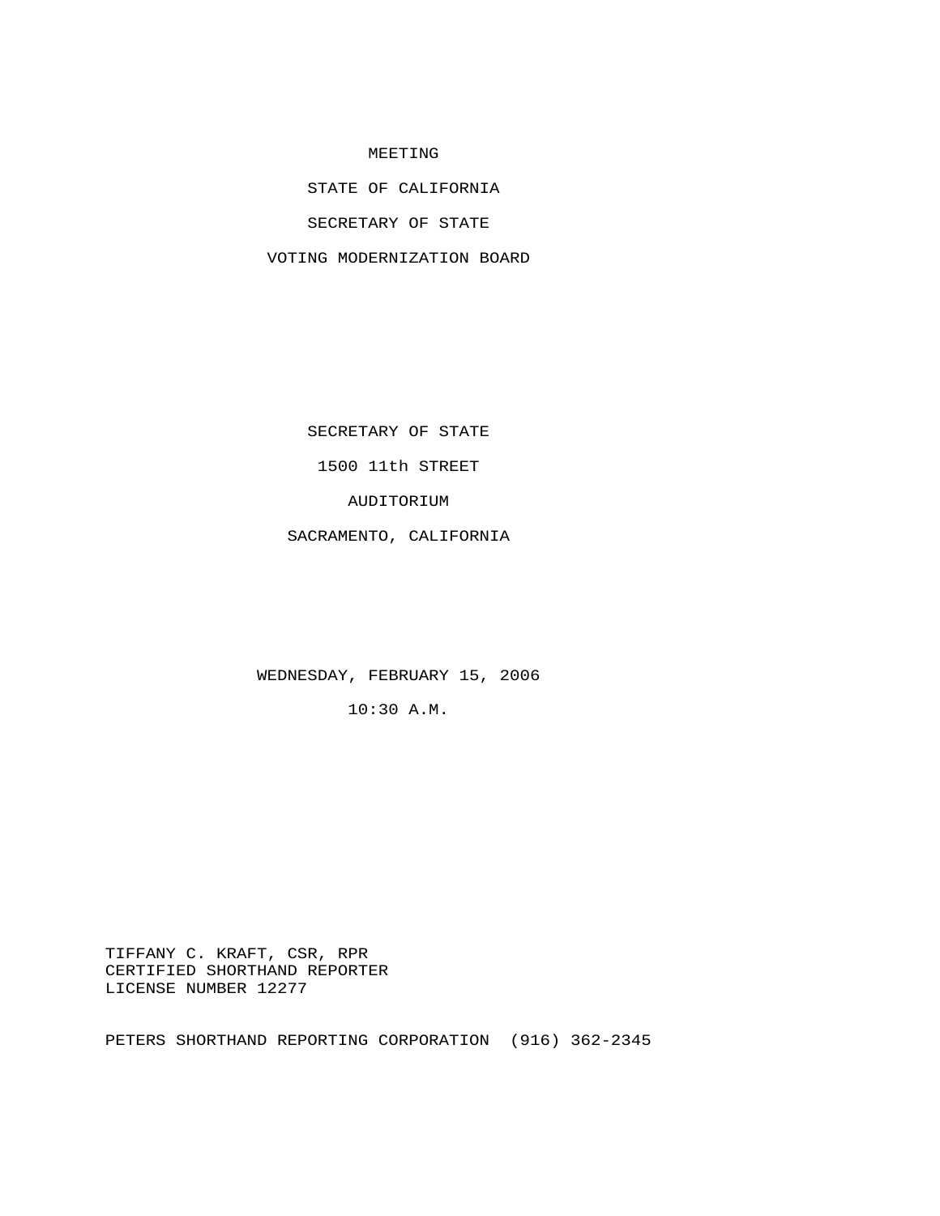MEETING

STATE OF CALIFORNIA

SECRETARY OF STATE

VOTING MODERNIZATION BOARD

SECRETARY OF STATE

1500 11th STREET

AUDITORIUM

SACRAMENTO, CALIFORNIA

WEDNESDAY, FEBRUARY 15, 2006

10:30 A.M.

TIFFANY C. KRAFT, CSR, RPR
CERTIFIED SHORTHAND REPORTER
LICENSE NUMBER 12277

PETERS SHORTHAND REPORTING CORPORATION (916) 362-2345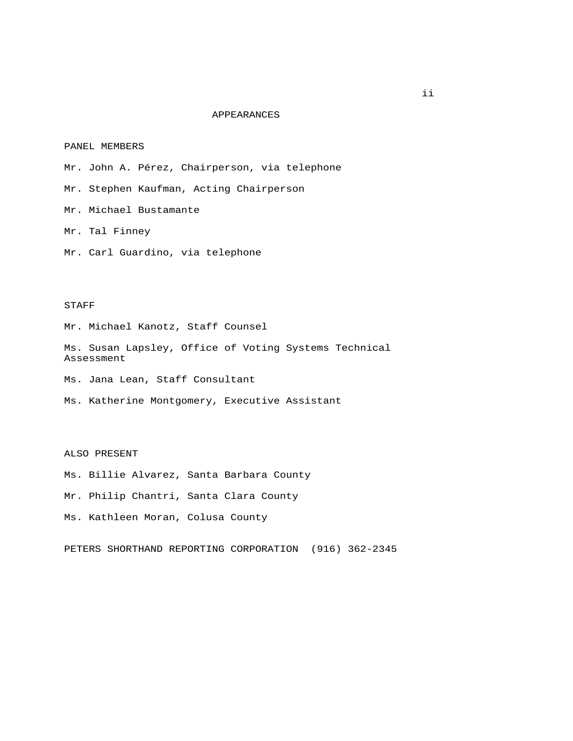# APPEARANCES

## PANEL MEMBERS

Mr. John A. Pérez, Chairperson, via telephone

Mr. Stephen Kaufman, Acting Chairperson

Mr. Michael Bustamante

Mr. Tal Finney

Mr. Carl Guardino, via telephone

## STAFF

Mr. Michael Kanotz, Staff Counsel

Ms. Susan Lapsley, Office of Voting Systems Technical Assessment

Ms. Jana Lean, Staff Consultant

Ms. Katherine Montgomery, Executive Assistant

## ALSO PRESENT

Ms. Billie Alvarez, Santa Barbara County

Mr. Philip Chantri, Santa Clara County

Ms. Kathleen Moran, Colusa County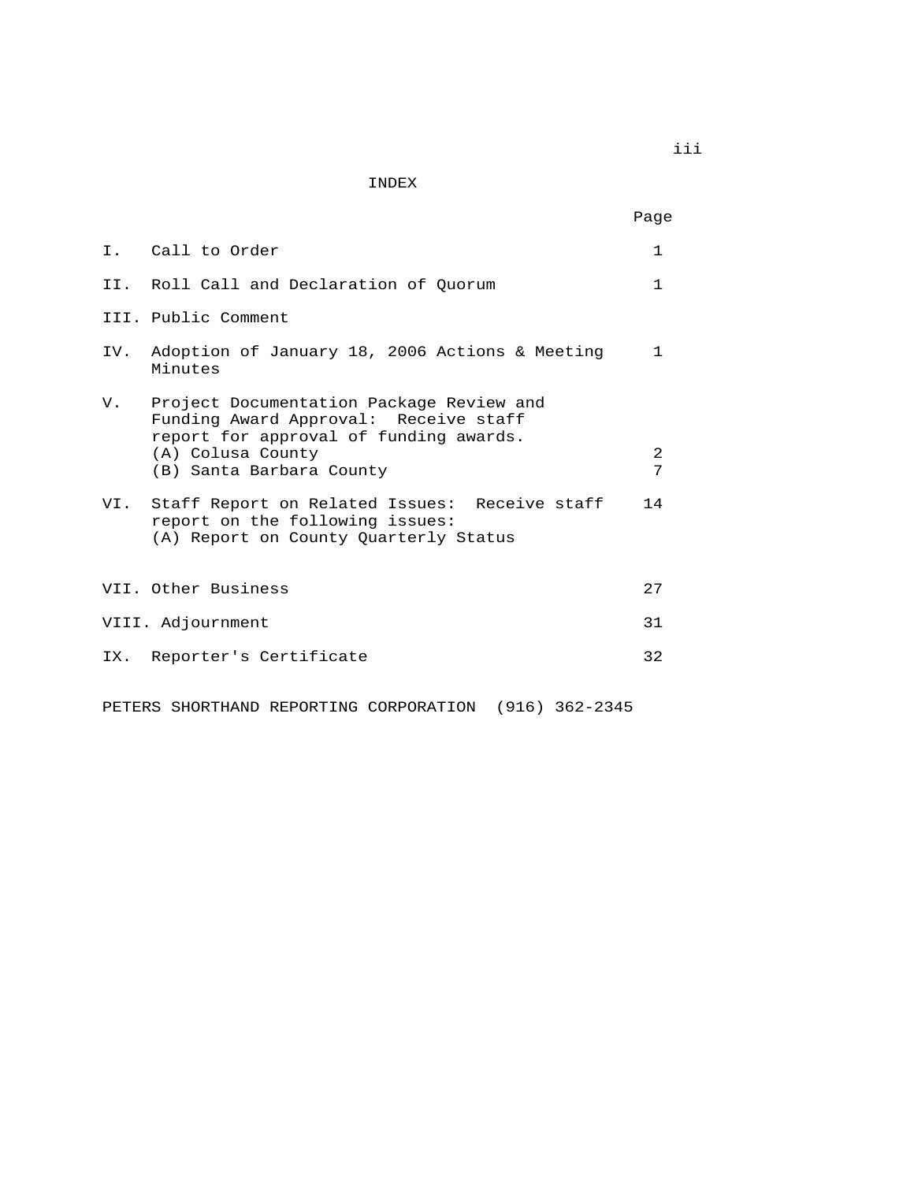# INDEX

| | | Page |
|---|---|---|
| I. | Call to Order | 1 |
| II. | Roll Call and Declaration of Quorum | 1 |
| III. | Public Comment | |
| IV. | Adoption of January 18, 2006 Actions & Meeting Minutes | 1 |
| V. | Project Documentation Package Review and Funding Award Approval: Receive staff report for approval of funding awards. | |
| | (A) Colusa County | 2 |
| | (B) Santa Barbara County | 7 |
| VI. | Staff Report on Related Issues: Receive staff report on the following issues: (A) Report on County Quarterly Status | 14 |
| VII. | Other Business | 27 |
| VIII. | Adjournment | 31 |
| IX. | Reporter's Certificate | 32 |

PETERS SHORTHAND REPORTING CORPORATION (916) 362-2345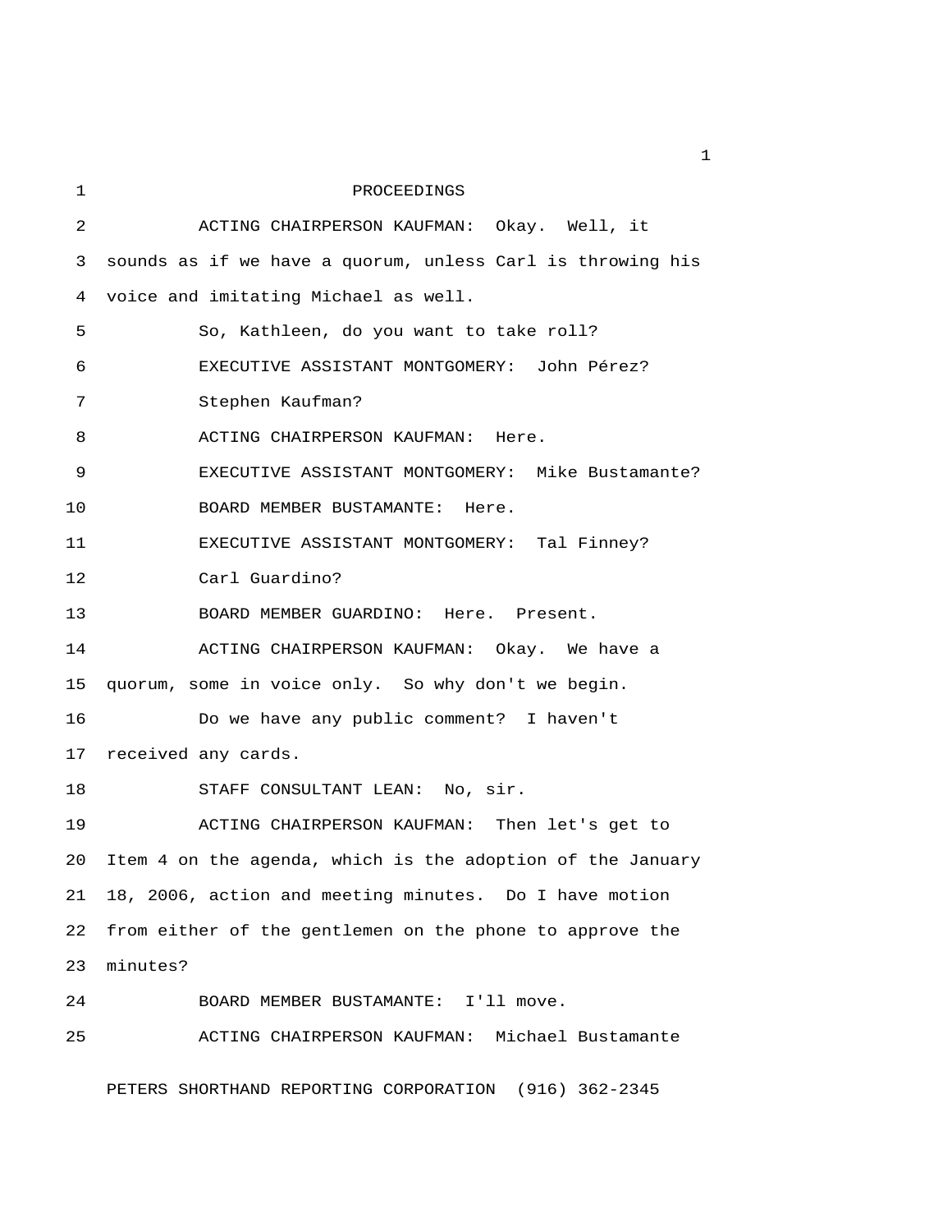# PROCEEDINGS

ACTING CHAIRPERSON KAUFMAN: Okay. Well, it sounds as if we have a quorum, unless Carl is throwing his voice and imitating Michael as well.

So, Kathleen, do you want to take roll?

EXECUTIVE ASSISTANT MONTGOMERY: John Pérez?

Stephen Kaufman?

ACTING CHAIRPERSON KAUFMAN: Here.

EXECUTIVE ASSISTANT MONTGOMERY: Mike Bustamante?

BOARD MEMBER BUSTAMANTE: Here.

EXECUTIVE ASSISTANT MONTGOMERY: Tal Finney?

Carl Guardino?

BOARD MEMBER GUARDINO: Here. Present.

ACTING CHAIRPERSON KAUFMAN: Okay. We have a quorum, some in voice only. So why don't we begin.

Do we have any public comment? I haven't received any cards.

STAFF CONSULTANT LEAN: No, sir.

ACTING CHAIRPERSON KAUFMAN: Then let's get to Item 4 on the agenda, which is the adoption of the January 18, 2006, action and meeting minutes. Do I have motion from either of the gentlemen on the phone to approve the minutes?

BOARD MEMBER BUSTAMANTE: I'll move.

ACTING CHAIRPERSON KAUFMAN: Michael Bustamante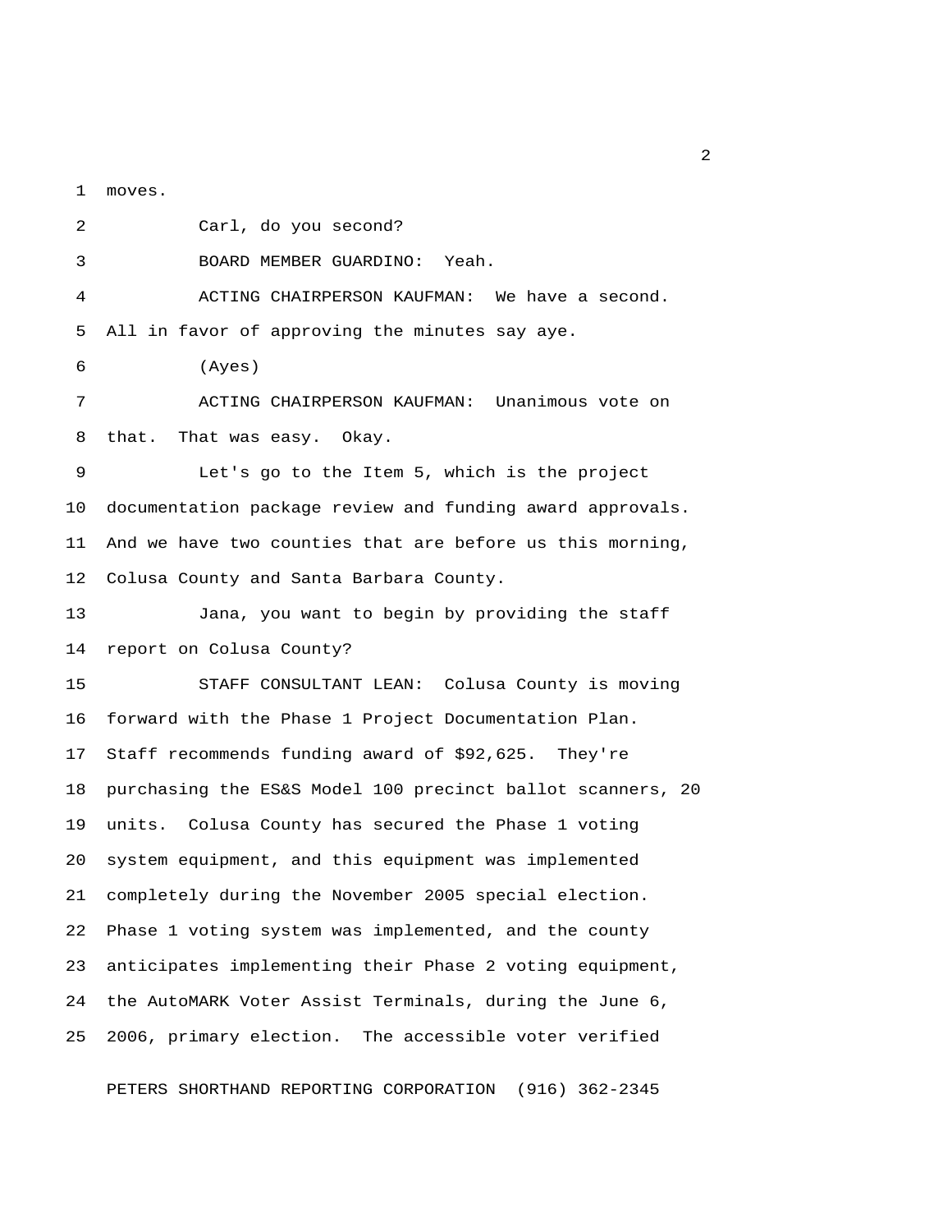moves.

Carl, do you second?

BOARD MEMBER GUARDINO: Yeah.

ACTING CHAIRPERSON KAUFMAN: We have a second. All in favor of approving the minutes say aye.

(Ayes)

ACTING CHAIRPERSON KAUFMAN: Unanimous vote on that. That was easy. Okay.

Let's go to the Item 5, which is the project documentation package review and funding award approvals. And we have two counties that are before us this morning, Colusa County and Santa Barbara County.

Jana, you want to begin by providing the staff report on Colusa County?

STAFF CONSULTANT LEAN: Colusa County is moving forward with the Phase 1 Project Documentation Plan. Staff recommends funding award of $92,625. They're purchasing the ES&S Model 100 precinct ballot scanners, 20 units. Colusa County has secured the Phase 1 voting system equipment, and this equipment was implemented completely during the November 2005 special election. Phase 1 voting system was implemented, and the county anticipates implementing their Phase 2 voting equipment, the AutoMARK Voter Assist Terminals, during the June 6, 2006, primary election. The accessible voter verified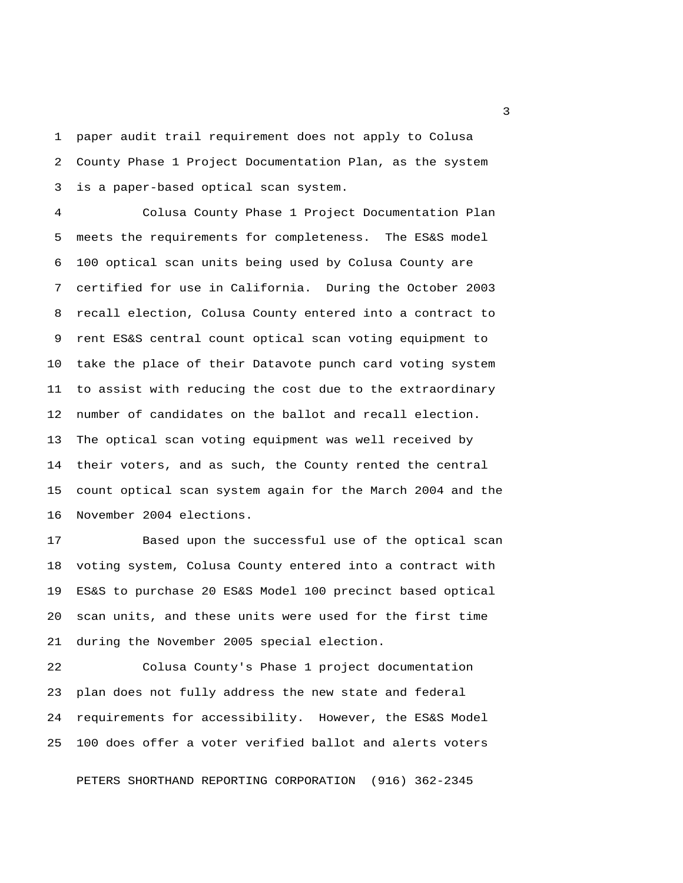paper audit trail requirement does not apply to Colusa County Phase 1 Project Documentation Plan, as the system is a paper-based optical scan system.

Colusa County Phase 1 Project Documentation Plan meets the requirements for completeness. The ES&S model 100 optical scan units being used by Colusa County are certified for use in California. During the October 2003 recall election, Colusa County entered into a contract to rent ES&S central count optical scan voting equipment to take the place of their Datavote punch card voting system to assist with reducing the cost due to the extraordinary number of candidates on the ballot and recall election. The optical scan voting equipment was well received by their voters, and as such, the County rented the central count optical scan system again for the March 2004 and the November 2004 elections.

Based upon the successful use of the optical scan voting system, Colusa County entered into a contract with ES&S to purchase 20 ES&S Model 100 precinct based optical scan units, and these units were used for the first time during the November 2005 special election.

Colusa County's Phase 1 project documentation plan does not fully address the new state and federal requirements for accessibility. However, the ES&S Model 100 does offer a voter verified ballot and alerts voters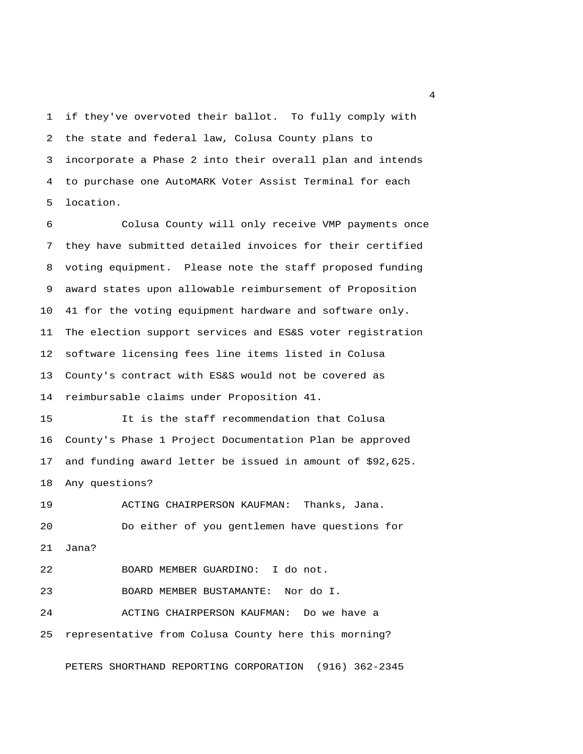if they've overvoted their ballot. To fully comply with the state and federal law, Colusa County plans to incorporate a Phase 2 into their overall plan and intends to purchase one AutoMARK Voter Assist Terminal for each location.

Colusa County will only receive VMP payments once they have submitted detailed invoices for their certified voting equipment. Please note the staff proposed funding award states upon allowable reimbursement of Proposition 41 for the voting equipment hardware and software only. The election support services and ES&S voter registration software licensing fees line items listed in Colusa County's contract with ES&S would not be covered as reimbursable claims under Proposition 41.

It is the staff recommendation that Colusa County's Phase 1 Project Documentation Plan be approved and funding award letter be issued in amount of $92,625. Any questions?

ACTING CHAIRPERSON KAUFMAN: Thanks, Jana.

Do either of you gentlemen have questions for Jana?

BOARD MEMBER GUARDINO: I do not.

BOARD MEMBER BUSTAMANTE: Nor do I.

ACTING CHAIRPERSON KAUFMAN: Do we have a representative from Colusa County here this morning?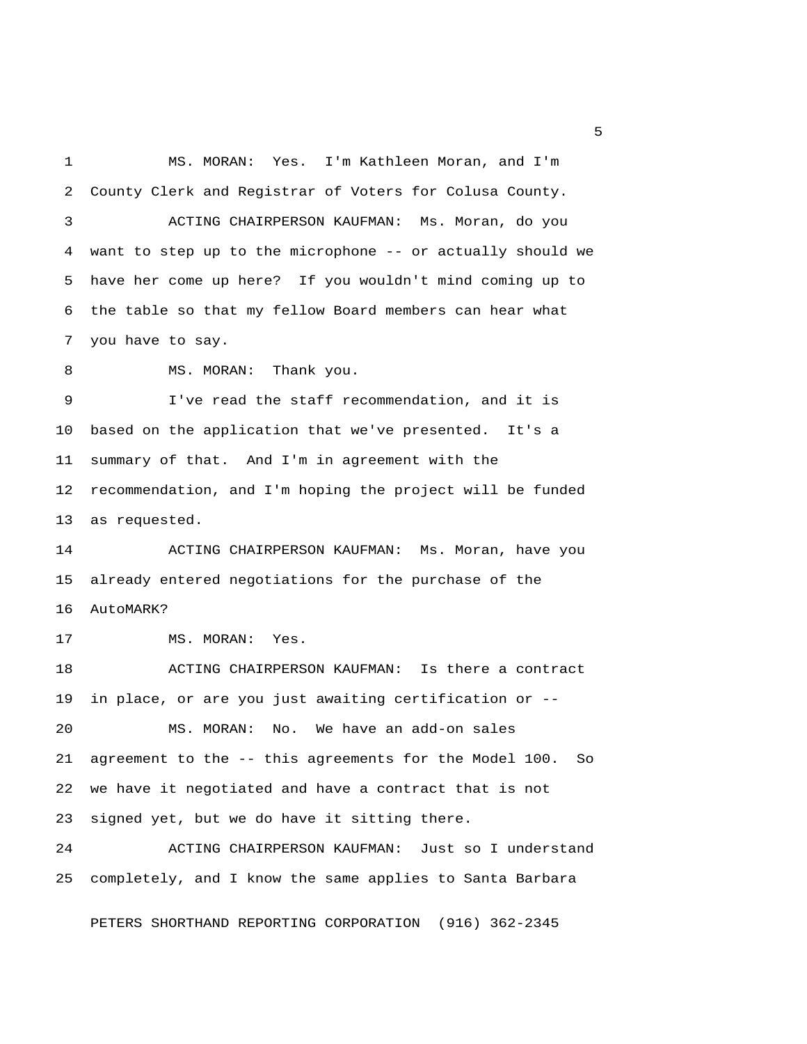MS. MORAN: Yes. I'm Kathleen Moran, and I'm County Clerk and Registrar of Voters for Colusa County.

ACTING CHAIRPERSON KAUFMAN: Ms. Moran, do you want to step up to the microphone -- or actually should we have her come up here? If you wouldn't mind coming up to the table so that my fellow Board members can hear what you have to say.

MS. MORAN: Thank you.

I've read the staff recommendation, and it is based on the application that we've presented. It's a summary of that. And I'm in agreement with the recommendation, and I'm hoping the project will be funded as requested.

ACTING CHAIRPERSON KAUFMAN: Ms. Moran, have you already entered negotiations for the purchase of the AutoMARK?

MS. MORAN: Yes.

ACTING CHAIRPERSON KAUFMAN: Is there a contract in place, or are you just awaiting certification or --

MS. MORAN: No. We have an add-on sales agreement to the -- this agreements for the Model 100. So we have it negotiated and have a contract that is not signed yet, but we do have it sitting there.

ACTING CHAIRPERSON KAUFMAN: Just so I understand completely, and I know the same applies to Santa Barbara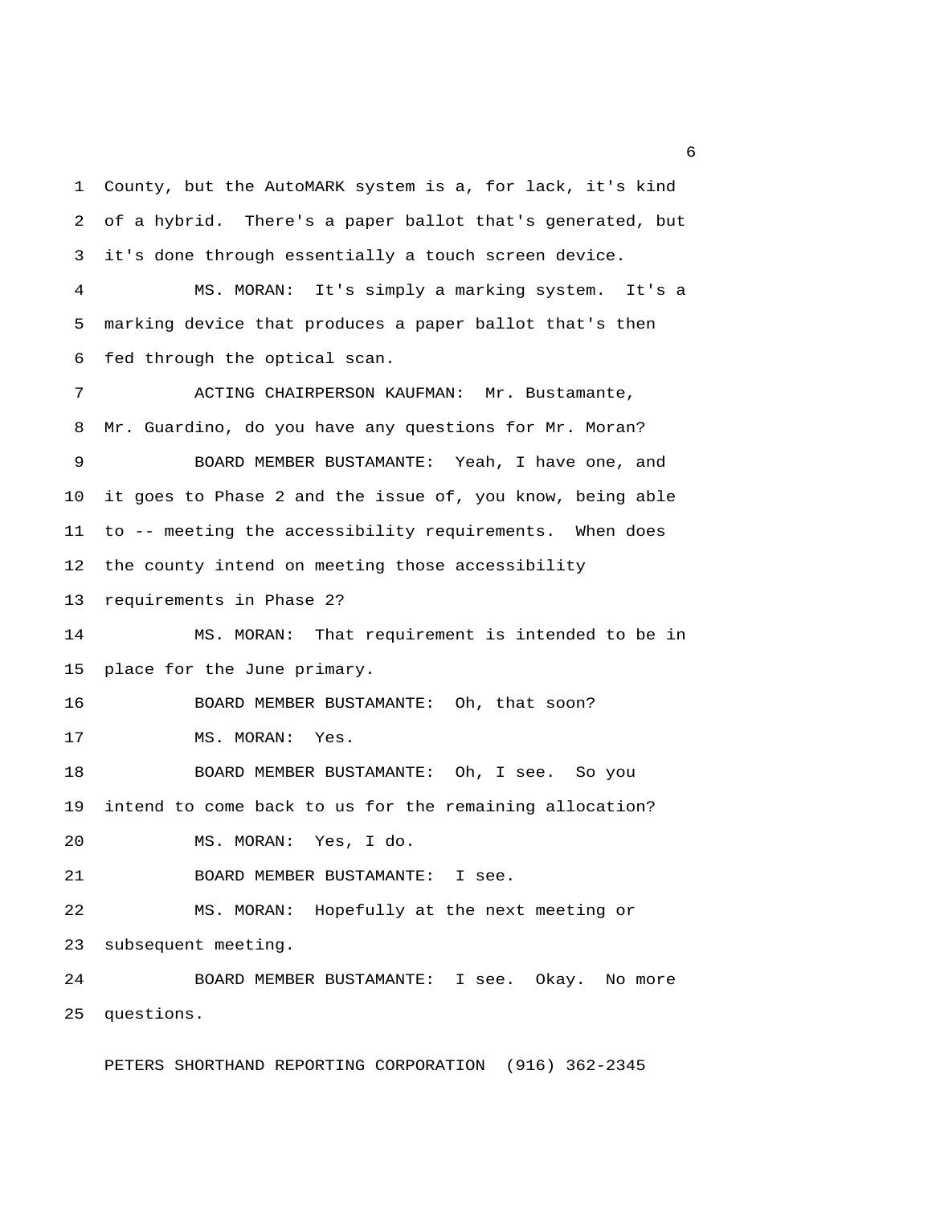County, but the AutoMARK system is a, for lack, it's kind of a hybrid. There's a paper ballot that's generated, but it's done through essentially a touch screen device.

MS. MORAN: It's simply a marking system. It's a marking device that produces a paper ballot that's then fed through the optical scan.

ACTING CHAIRPERSON KAUFMAN: Mr. Bustamante, Mr. Guardino, do you have any questions for Mr. Moran?

BOARD MEMBER BUSTAMANTE: Yeah, I have one, and it goes to Phase 2 and the issue of, you know, being able to -- meeting the accessibility requirements. When does the county intend on meeting those accessibility requirements in Phase 2?

MS. MORAN: That requirement is intended to be in place for the June primary.

BOARD MEMBER BUSTAMANTE: Oh, that soon?

MS. MORAN: Yes.

BOARD MEMBER BUSTAMANTE: Oh, I see. So you intend to come back to us for the remaining allocation?

MS. MORAN: Yes, I do.

BOARD MEMBER BUSTAMANTE: I see.

MS. MORAN: Hopefully at the next meeting or subsequent meeting.

BOARD MEMBER BUSTAMANTE: I see. Okay. No more questions.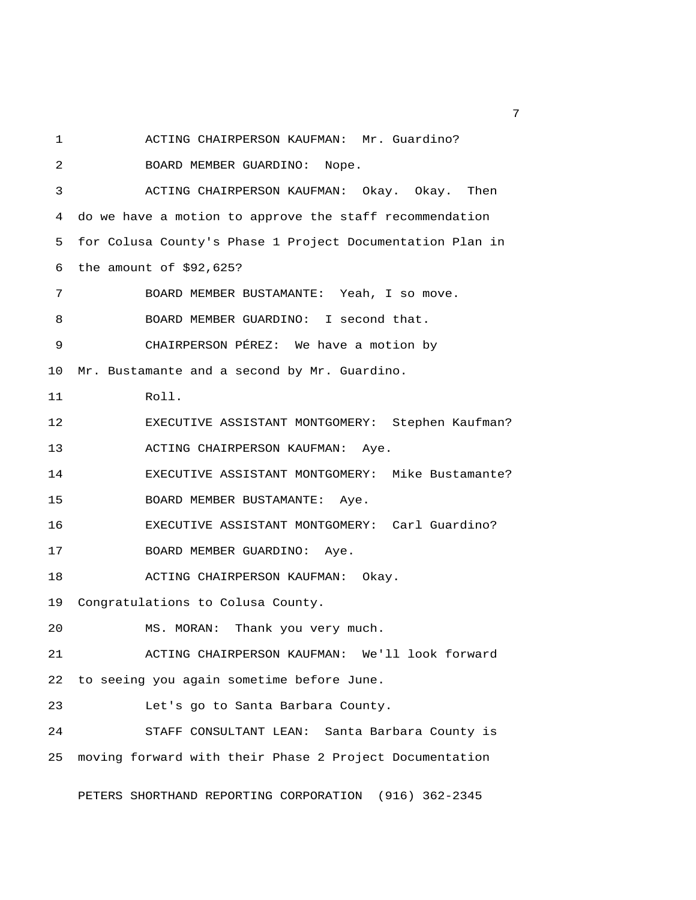ACTING CHAIRPERSON KAUFMAN: Mr. Guardino?

BOARD MEMBER GUARDINO: Nope.

ACTING CHAIRPERSON KAUFMAN: Okay. Okay. Then do we have a motion to approve the staff recommendation for Colusa County's Phase 1 Project Documentation Plan in the amount of $92,625?

BOARD MEMBER BUSTAMANTE: Yeah, I so move.

BOARD MEMBER GUARDINO: I second that.

CHAIRPERSON PÉREZ: We have a motion by Mr. Bustamante and a second by Mr. Guardino.

Roll.

EXECUTIVE ASSISTANT MONTGOMERY: Stephen Kaufman?

ACTING CHAIRPERSON KAUFMAN: Aye.

EXECUTIVE ASSISTANT MONTGOMERY: Mike Bustamante?

BOARD MEMBER BUSTAMANTE: Aye.

EXECUTIVE ASSISTANT MONTGOMERY: Carl Guardino?

BOARD MEMBER GUARDINO: Aye.

ACTING CHAIRPERSON KAUFMAN: Okay. Congratulations to Colusa County.

MS. MORAN: Thank you very much.

ACTING CHAIRPERSON KAUFMAN: We'll look forward to seeing you again sometime before June.

Let's go to Santa Barbara County.

STAFF CONSULTANT LEAN: Santa Barbara County is moving forward with their Phase 2 Project Documentation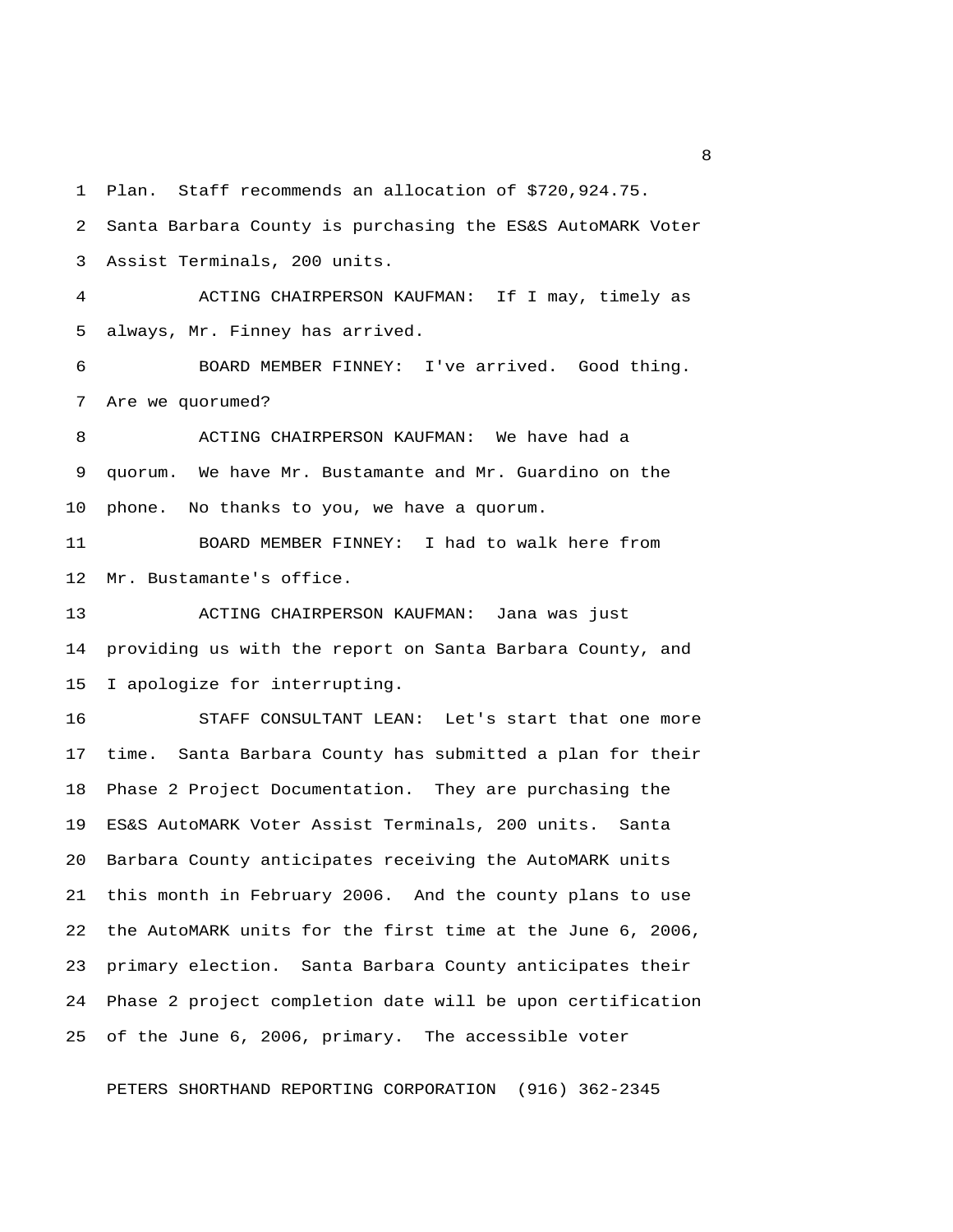Plan. Staff recommends an allocation of $720,924.75. Santa Barbara County is purchasing the ES&S AutoMARK Voter Assist Terminals, 200 units.

ACTING CHAIRPERSON KAUFMAN: If I may, timely as always, Mr. Finney has arrived.

BOARD MEMBER FINNEY: I've arrived. Good thing. Are we quorumed?

ACTING CHAIRPERSON KAUFMAN: We have had a quorum. We have Mr. Bustamante and Mr. Guardino on the phone. No thanks to you, we have a quorum.

BOARD MEMBER FINNEY: I had to walk here from Mr. Bustamante's office.

ACTING CHAIRPERSON KAUFMAN: Jana was just providing us with the report on Santa Barbara County, and I apologize for interrupting.

STAFF CONSULTANT LEAN: Let's start that one more time. Santa Barbara County has submitted a plan for their Phase 2 Project Documentation. They are purchasing the ES&S AutoMARK Voter Assist Terminals, 200 units. Santa Barbara County anticipates receiving the AutoMARK units this month in February 2006. And the county plans to use the AutoMARK units for the first time at the June 6, 2006, primary election. Santa Barbara County anticipates their Phase 2 project completion date will be upon certification of the June 6, 2006, primary. The accessible voter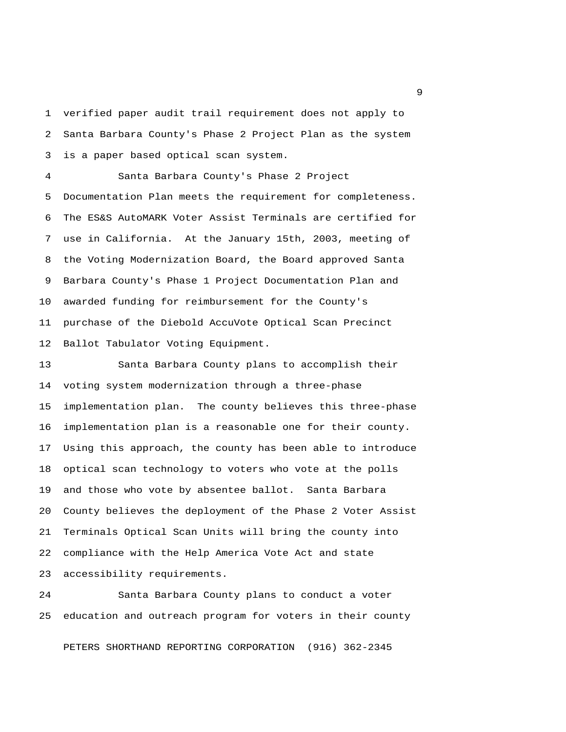verified paper audit trail requirement does not apply to Santa Barbara County's Phase 2 Project Plan as the system is a paper based optical scan system.

Santa Barbara County's Phase 2 Project Documentation Plan meets the requirement for completeness. The ES&S AutoMARK Voter Assist Terminals are certified for use in California. At the January 15th, 2003, meeting of the Voting Modernization Board, the Board approved Santa Barbara County's Phase 1 Project Documentation Plan and awarded funding for reimbursement for the County's purchase of the Diebold AccuVote Optical Scan Precinct Ballot Tabulator Voting Equipment.

Santa Barbara County plans to accomplish their voting system modernization through a three-phase implementation plan. The county believes this three-phase implementation plan is a reasonable one for their county. Using this approach, the county has been able to introduce optical scan technology to voters who vote at the polls and those who vote by absentee ballot. Santa Barbara County believes the deployment of the Phase 2 Voter Assist Terminals Optical Scan Units will bring the county into compliance with the Help America Vote Act and state accessibility requirements.

Santa Barbara County plans to conduct a voter education and outreach program for voters in their county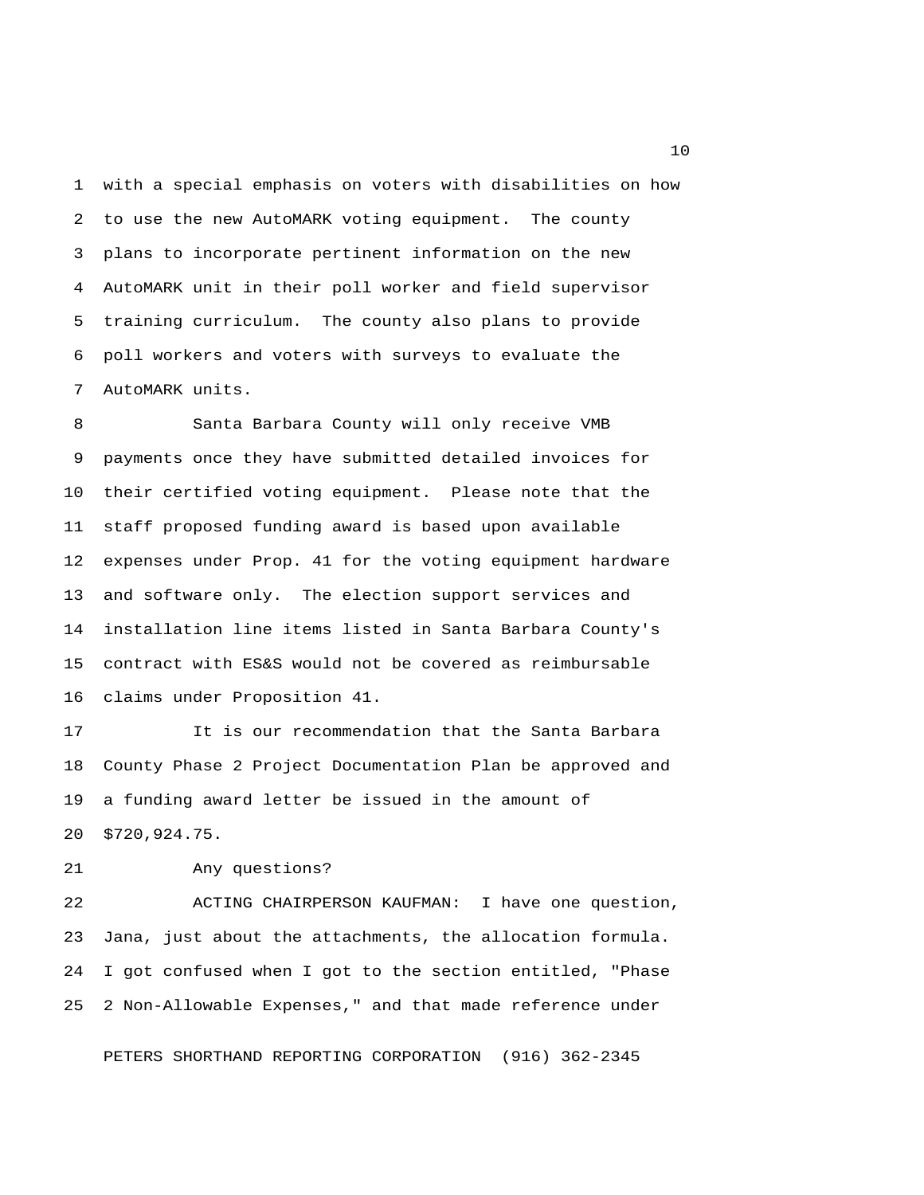with a special emphasis on voters with disabilities on how to use the new AutoMARK voting equipment. The county plans to incorporate pertinent information on the new AutoMARK unit in their poll worker and field supervisor training curriculum. The county also plans to provide poll workers and voters with surveys to evaluate the AutoMARK units.

Santa Barbara County will only receive VMB payments once they have submitted detailed invoices for their certified voting equipment. Please note that the staff proposed funding award is based upon available expenses under Prop. 41 for the voting equipment hardware and software only. The election support services and installation line items listed in Santa Barbara County's contract with ES&S would not be covered as reimbursable claims under Proposition 41.

It is our recommendation that the Santa Barbara County Phase 2 Project Documentation Plan be approved and a funding award letter be issued in the amount of $720,924.75.

Any questions?

ACTING CHAIRPERSON KAUFMAN: I have one question, Jana, just about the attachments, the allocation formula. I got confused when I got to the section entitled, "Phase 2 Non-Allowable Expenses," and that made reference under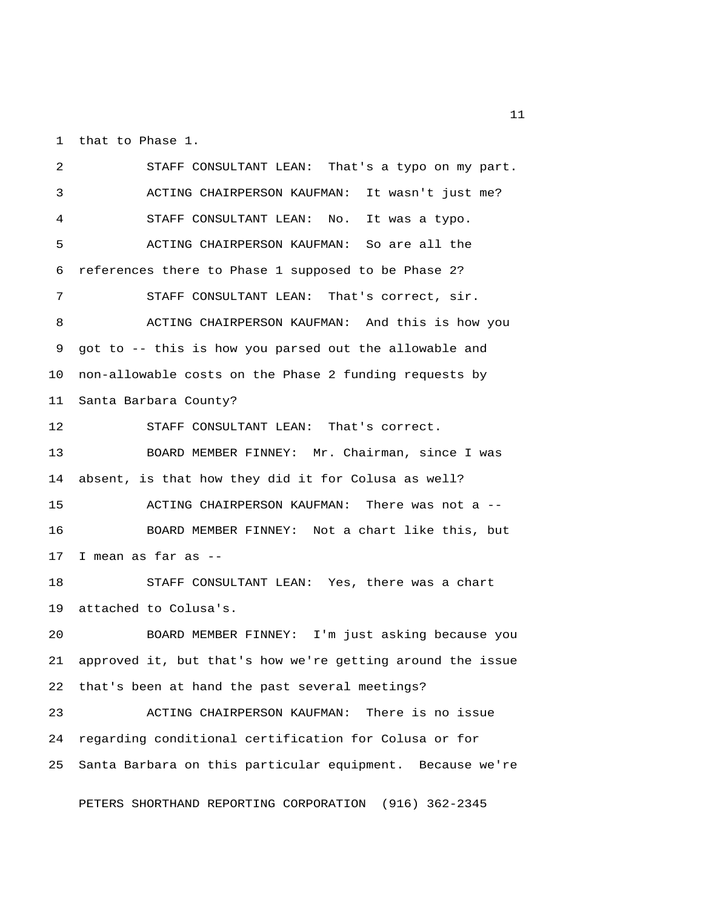that to Phase 1.

STAFF CONSULTANT LEAN: That's a typo on my part.

ACTING CHAIRPERSON KAUFMAN: It wasn't just me?

STAFF CONSULTANT LEAN: No. It was a typo.

ACTING CHAIRPERSON KAUFMAN: So are all the references there to Phase 1 supposed to be Phase 2?

STAFF CONSULTANT LEAN: That's correct, sir.

ACTING CHAIRPERSON KAUFMAN: And this is how you got to -- this is how you parsed out the allowable and non-allowable costs on the Phase 2 funding requests by Santa Barbara County?

STAFF CONSULTANT LEAN: That's correct.

BOARD MEMBER FINNEY: Mr. Chairman, since I was absent, is that how they did it for Colusa as well?

ACTING CHAIRPERSON KAUFMAN: There was not a --

BOARD MEMBER FINNEY: Not a chart like this, but I mean as far as --

STAFF CONSULTANT LEAN: Yes, there was a chart attached to Colusa's.

BOARD MEMBER FINNEY: I'm just asking because you approved it, but that's how we're getting around the issue that's been at hand the past several meetings?

ACTING CHAIRPERSON KAUFMAN: There is no issue regarding conditional certification for Colusa or for Santa Barbara on this particular equipment. Because we're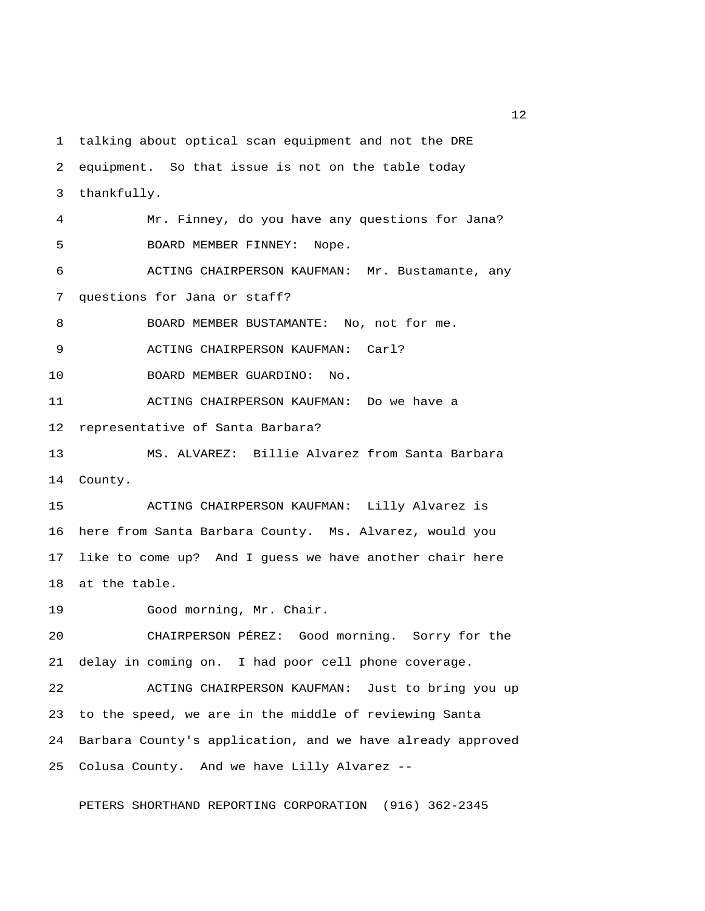talking about optical scan equipment and not the DRE equipment. So that issue is not on the table today thankfully.

Mr. Finney, do you have any questions for Jana?

BOARD MEMBER FINNEY: Nope.

ACTING CHAIRPERSON KAUFMAN: Mr. Bustamante, any questions for Jana or staff?

BOARD MEMBER BUSTAMANTE: No, not for me.

ACTING CHAIRPERSON KAUFMAN: Carl?

BOARD MEMBER GUARDINO: No.

ACTING CHAIRPERSON KAUFMAN: Do we have a representative of Santa Barbara?

MS. ALVAREZ: Billie Alvarez from Santa Barbara County.

ACTING CHAIRPERSON KAUFMAN: Lilly Alvarez is here from Santa Barbara County. Ms. Alvarez, would you like to come up? And I guess we have another chair here at the table.

Good morning, Mr. Chair.

CHAIRPERSON PÉREZ: Good morning. Sorry for the delay in coming on. I had poor cell phone coverage.

ACTING CHAIRPERSON KAUFMAN: Just to bring you up to the speed, we are in the middle of reviewing Santa Barbara County's application, and we have already approved Colusa County. And we have Lilly Alvarez --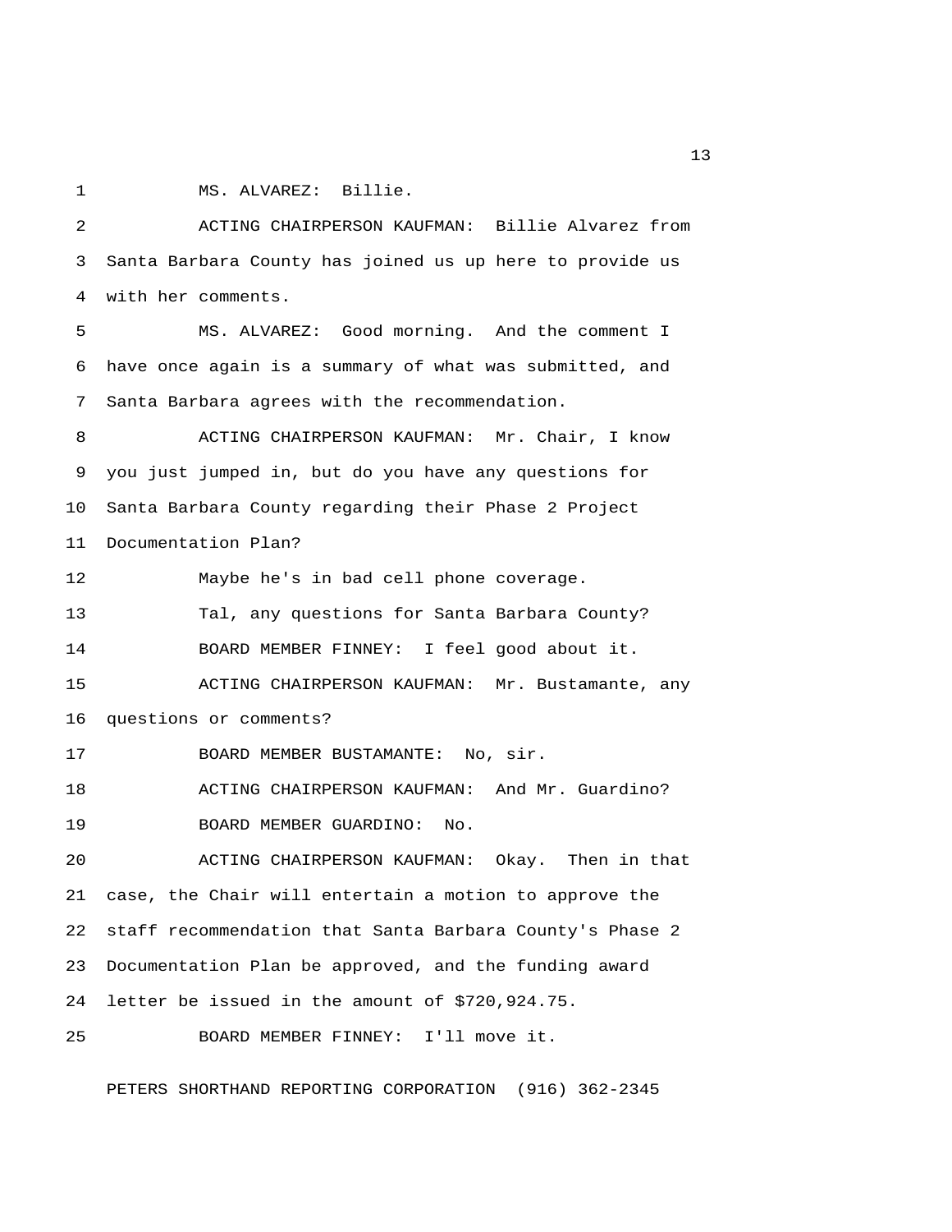MS. ALVAREZ: Billie.

ACTING CHAIRPERSON KAUFMAN: Billie Alvarez from Santa Barbara County has joined us up here to provide us with her comments.

MS. ALVAREZ: Good morning. And the comment I have once again is a summary of what was submitted, and Santa Barbara agrees with the recommendation.

ACTING CHAIRPERSON KAUFMAN: Mr. Chair, I know you just jumped in, but do you have any questions for Santa Barbara County regarding their Phase 2 Project Documentation Plan?

Maybe he's in bad cell phone coverage.

Tal, any questions for Santa Barbara County?

BOARD MEMBER FINNEY: I feel good about it.

ACTING CHAIRPERSON KAUFMAN: Mr. Bustamante, any questions or comments?

BOARD MEMBER BUSTAMANTE: No, sir.

ACTING CHAIRPERSON KAUFMAN: And Mr. Guardino?

BOARD MEMBER GUARDINO: No.

ACTING CHAIRPERSON KAUFMAN: Okay. Then in that case, the Chair will entertain a motion to approve the staff recommendation that Santa Barbara County's Phase 2 Documentation Plan be approved, and the funding award letter be issued in the amount of $720,924.75.

BOARD MEMBER FINNEY: I'll move it.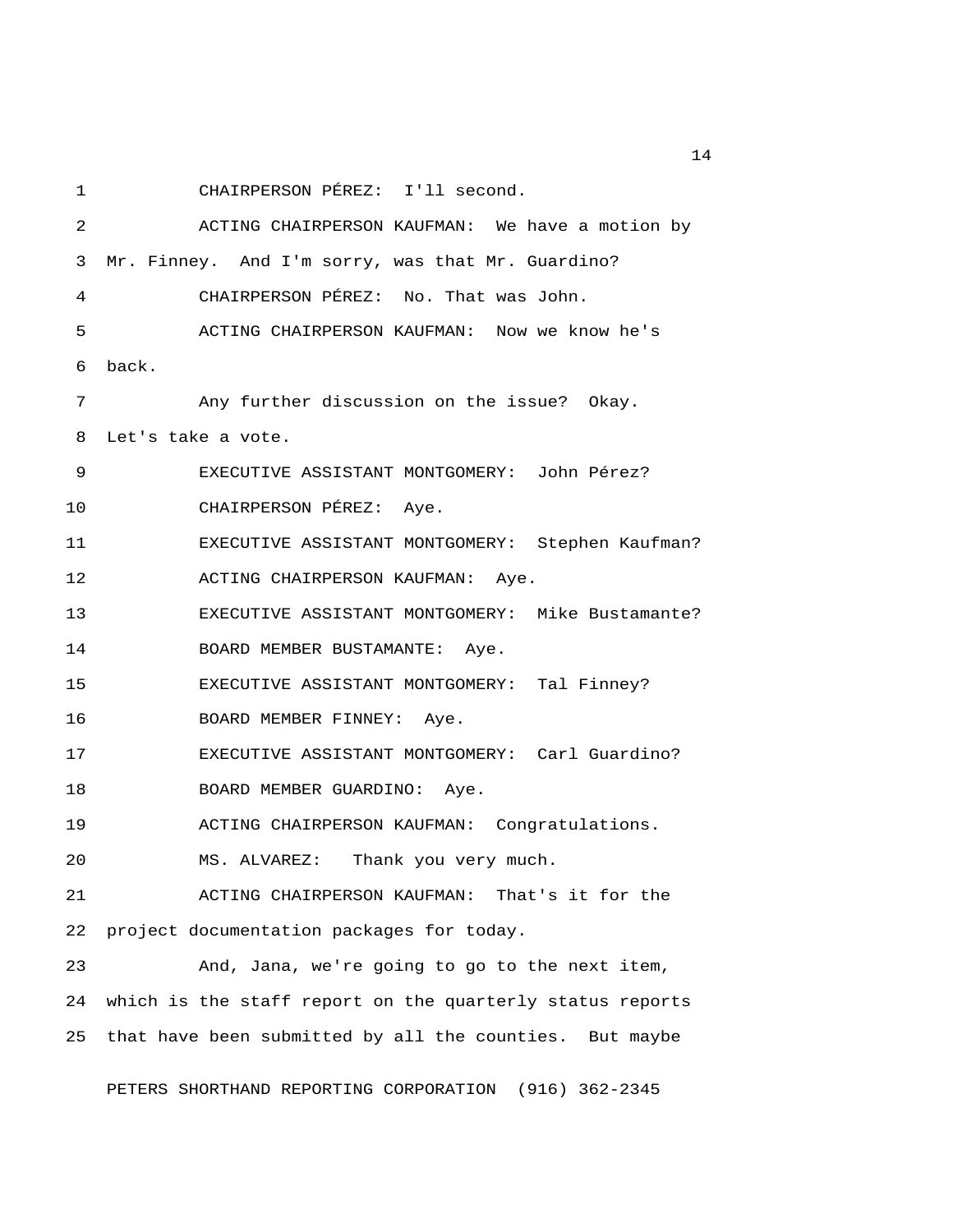1 CHAIRPERSON PÉREZ: I'll second.

2 ACTING CHAIRPERSON KAUFMAN: We have a motion by

3 Mr. Finney. And I'm sorry, was that Mr. Guardino?

4 CHAIRPERSON PÉREZ: No. That was John.

5 ACTING CHAIRPERSON KAUFMAN: Now we know he's

6 back.

7 Any further discussion on the issue? Okay.

8 Let's take a vote.

9 EXECUTIVE ASSISTANT MONTGOMERY: John Pérez?

10 CHAIRPERSON PÉREZ: Aye.

11 EXECUTIVE ASSISTANT MONTGOMERY: Stephen Kaufman?

12 ACTING CHAIRPERSON KAUFMAN: Aye.

13 EXECUTIVE ASSISTANT MONTGOMERY: Mike Bustamante?

14 BOARD MEMBER BUSTAMANTE: Aye.

15 EXECUTIVE ASSISTANT MONTGOMERY: Tal Finney?

16 BOARD MEMBER FINNEY: Aye.

17 EXECUTIVE ASSISTANT MONTGOMERY: Carl Guardino?

18 BOARD MEMBER GUARDINO: Aye.

19 ACTING CHAIRPERSON KAUFMAN: Congratulations.

20 MS. ALVAREZ: Thank you very much.

21 ACTING CHAIRPERSON KAUFMAN: That's it for the

22 project documentation packages for today.

23 And, Jana, we're going to go to the next item,

24 which is the staff report on the quarterly status reports

25 that have been submitted by all the counties. But maybe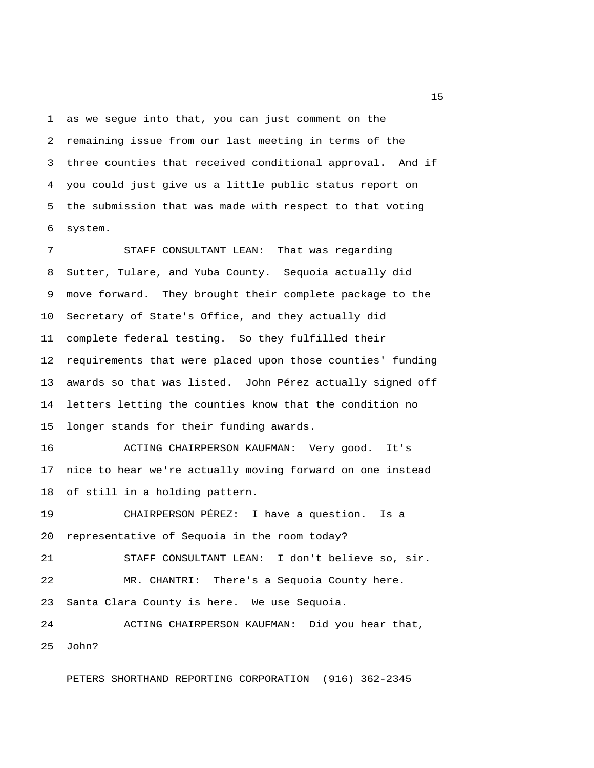as we segue into that, you can just comment on the remaining issue from our last meeting in terms of the three counties that received conditional approval. And if you could just give us a little public status report on the submission that was made with respect to that voting system.

STAFF CONSULTANT LEAN: That was regarding Sutter, Tulare, and Yuba County. Sequoia actually did move forward. They brought their complete package to the Secretary of State's Office, and they actually did complete federal testing. So they fulfilled their requirements that were placed upon those counties' funding awards so that was listed. John Pérez actually signed off letters letting the counties know that the condition no longer stands for their funding awards.

ACTING CHAIRPERSON KAUFMAN: Very good. It's nice to hear we're actually moving forward on one instead of still in a holding pattern.

CHAIRPERSON PÉREZ: I have a question. Is a representative of Sequoia in the room today?

STAFF CONSULTANT LEAN: I don't believe so, sir.

MR. CHANTRI: There's a Sequoia County here. Santa Clara County is here. We use Sequoia.

ACTING CHAIRPERSON KAUFMAN: Did you hear that, John?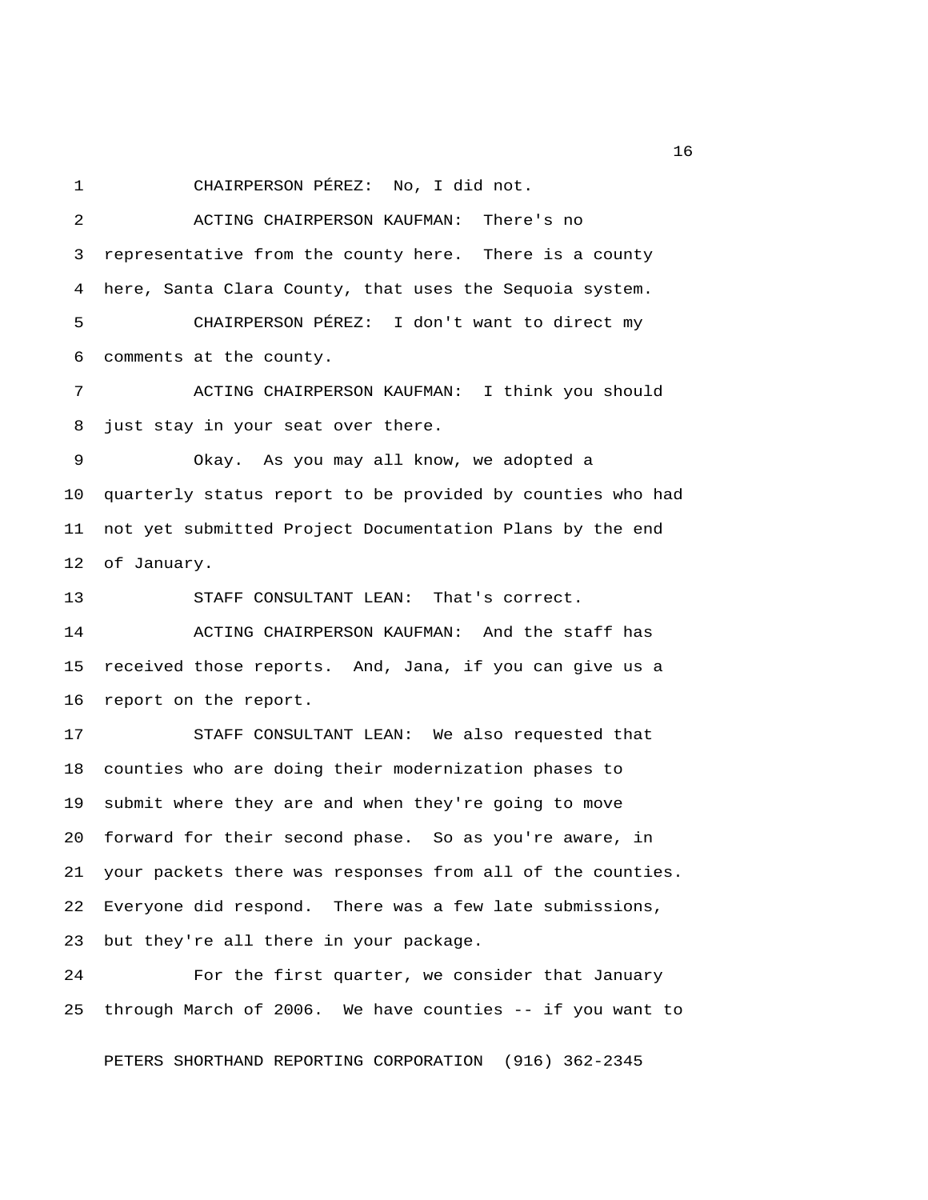CHAIRPERSON PÉREZ: No, I did not.

ACTING CHAIRPERSON KAUFMAN: There's no representative from the county here. There is a county here, Santa Clara County, that uses the Sequoia system.

CHAIRPERSON PÉREZ: I don't want to direct my comments at the county.

ACTING CHAIRPERSON KAUFMAN: I think you should just stay in your seat over there.

Okay. As you may all know, we adopted a quarterly status report to be provided by counties who had not yet submitted Project Documentation Plans by the end of January.

STAFF CONSULTANT LEAN: That's correct.

ACTING CHAIRPERSON KAUFMAN: And the staff has received those reports. And, Jana, if you can give us a report on the report.

STAFF CONSULTANT LEAN: We also requested that counties who are doing their modernization phases to submit where they are and when they're going to move forward for their second phase. So as you're aware, in your packets there was responses from all of the counties. Everyone did respond. There was a few late submissions, but they're all there in your package.

For the first quarter, we consider that January through March of 2006. We have counties -- if you want to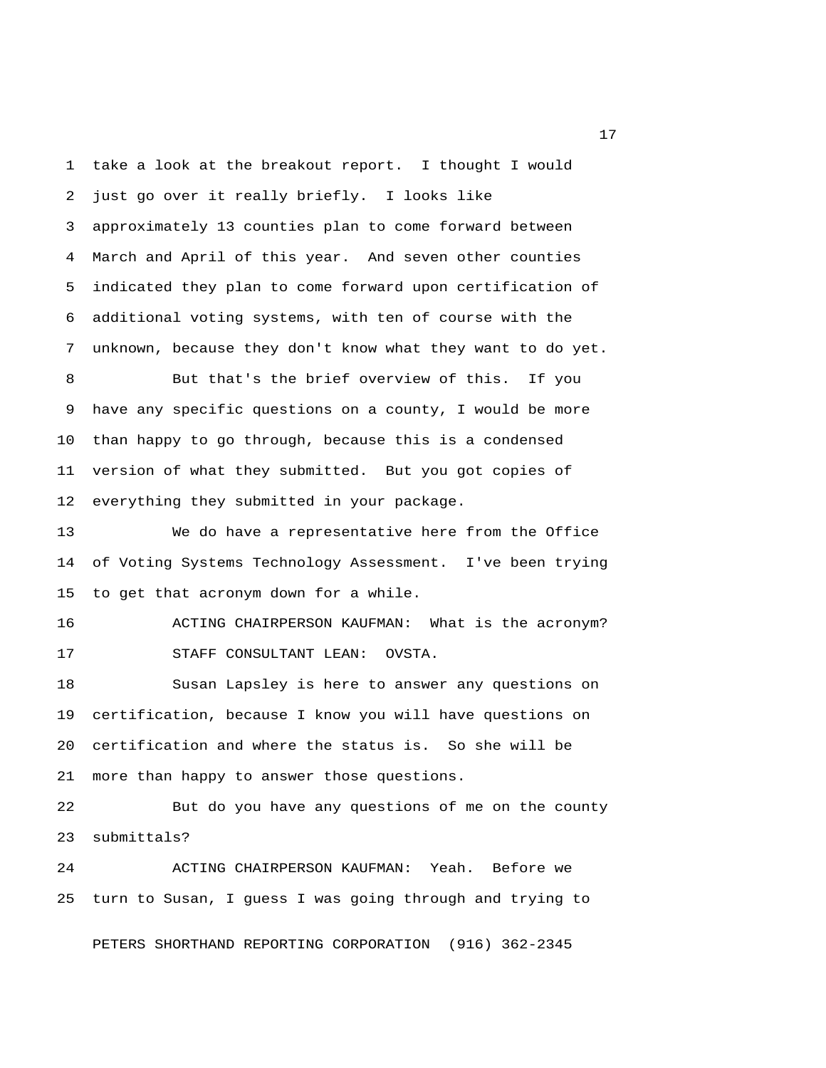take a look at the breakout report. I thought I would just go over it really briefly. I looks like approximately 13 counties plan to come forward between March and April of this year. And seven other counties indicated they plan to come forward upon certification of additional voting systems, with ten of course with the unknown, because they don't know what they want to do yet.

But that's the brief overview of this. If you have any specific questions on a county, I would be more than happy to go through, because this is a condensed version of what they submitted. But you got copies of everything they submitted in your package.

We do have a representative here from the Office of Voting Systems Technology Assessment. I've been trying to get that acronym down for a while.

ACTING CHAIRPERSON KAUFMAN: What is the acronym?

STAFF CONSULTANT LEAN: OVSTA.

Susan Lapsley is here to answer any questions on certification, because I know you will have questions on certification and where the status is. So she will be more than happy to answer those questions.

But do you have any questions of me on the county submittals?

ACTING CHAIRPERSON KAUFMAN: Yeah. Before we turn to Susan, I guess I was going through and trying to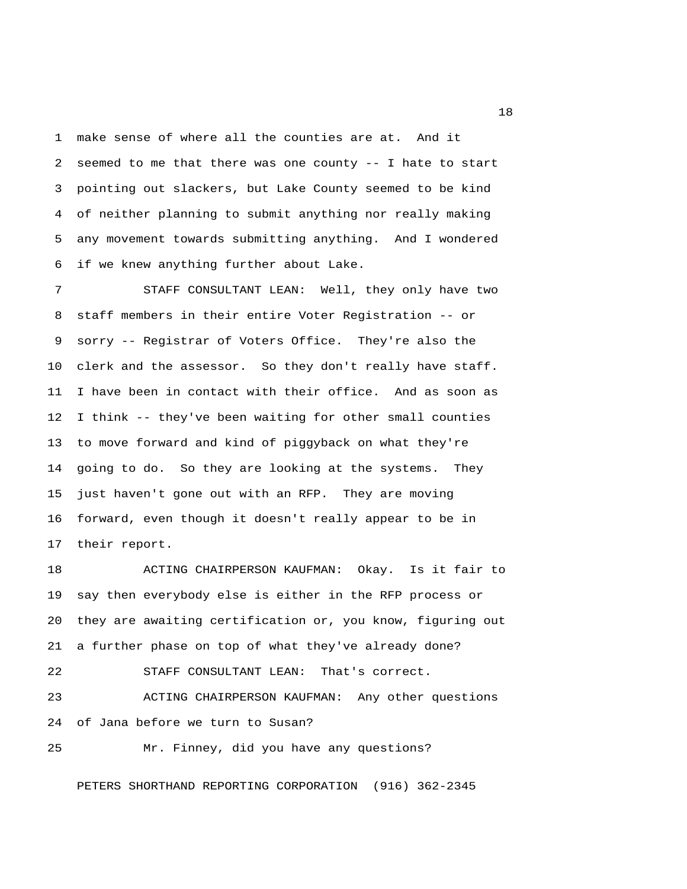make sense of where all the counties are at. And it seemed to me that there was one county -- I hate to start pointing out slackers, but Lake County seemed to be kind of neither planning to submit anything nor really making any movement towards submitting anything. And I wondered if we knew anything further about Lake.

STAFF CONSULTANT LEAN: Well, they only have two staff members in their entire Voter Registration -- or sorry -- Registrar of Voters Office. They're also the clerk and the assessor. So they don't really have staff. I have been in contact with their office. And as soon as I think -- they've been waiting for other small counties to move forward and kind of piggyback on what they're going to do. So they are looking at the systems. They just haven't gone out with an RFP. They are moving forward, even though it doesn't really appear to be in their report.

ACTING CHAIRPERSON KAUFMAN: Okay. Is it fair to say then everybody else is either in the RFP process or they are awaiting certification or, you know, figuring out a further phase on top of what they've already done?

STAFF CONSULTANT LEAN: That's correct.

ACTING CHAIRPERSON KAUFMAN: Any other questions of Jana before we turn to Susan?

Mr. Finney, did you have any questions?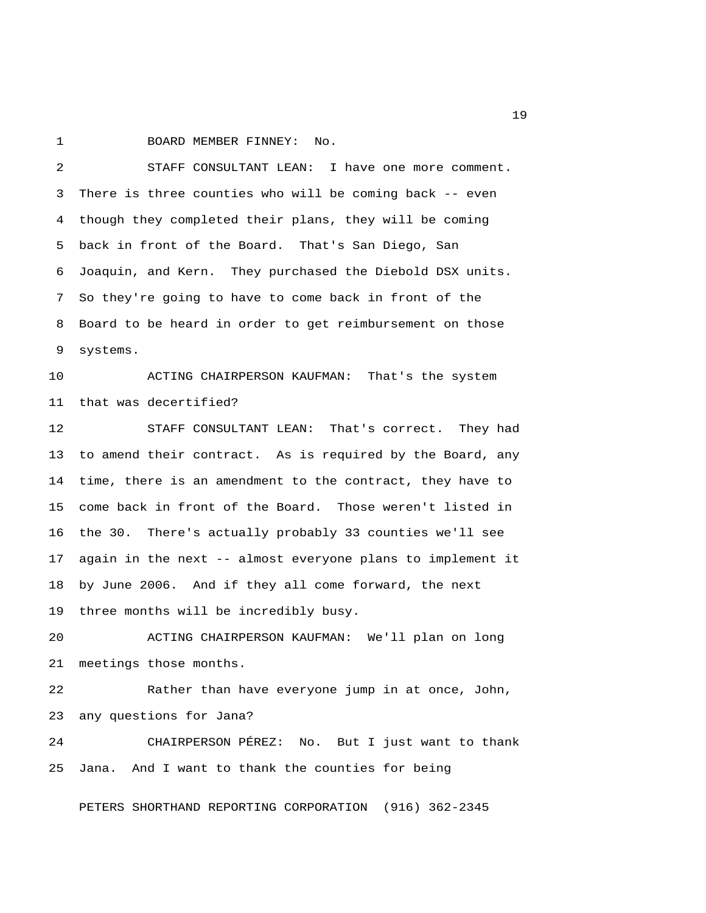BOARD MEMBER FINNEY: No.

STAFF CONSULTANT LEAN: I have one more comment. There is three counties who will be coming back -- even though they completed their plans, they will be coming back in front of the Board. That's San Diego, San Joaquin, and Kern. They purchased the Diebold DSX units. So they're going to have to come back in front of the Board to be heard in order to get reimbursement on those systems.

ACTING CHAIRPERSON KAUFMAN: That's the system that was decertified?

STAFF CONSULTANT LEAN: That's correct. They had to amend their contract. As is required by the Board, any time, there is an amendment to the contract, they have to come back in front of the Board. Those weren't listed in the 30. There's actually probably 33 counties we'll see again in the next -- almost everyone plans to implement it by June 2006. And if they all come forward, the next three months will be incredibly busy.

ACTING CHAIRPERSON KAUFMAN: We'll plan on long meetings those months.

Rather than have everyone jump in at once, John, any questions for Jana?

CHAIRPERSON PÉREZ: No. But I just want to thank Jana. And I want to thank the counties for being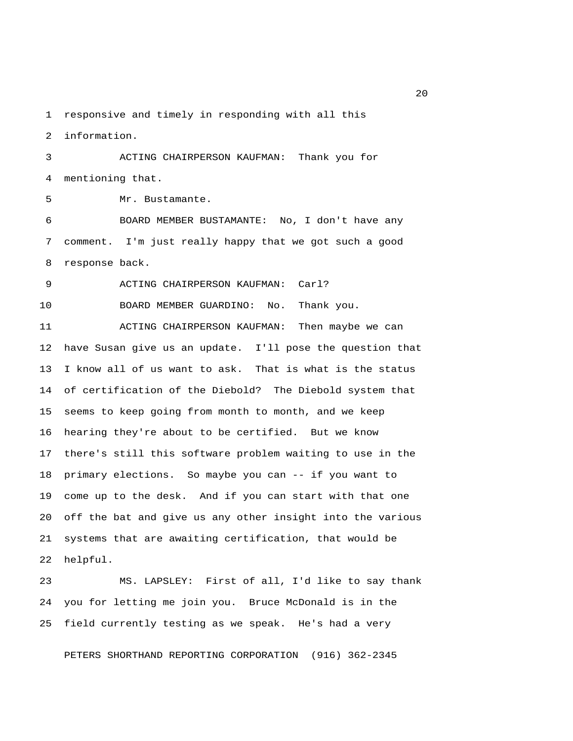responsive and timely in responding with all this information.

ACTING CHAIRPERSON KAUFMAN: Thank you for mentioning that.

Mr. Bustamante.

BOARD MEMBER BUSTAMANTE: No, I don't have any comment. I'm just really happy that we got such a good response back.

ACTING CHAIRPERSON KAUFMAN: Carl?

BOARD MEMBER GUARDINO: No. Thank you.

ACTING CHAIRPERSON KAUFMAN: Then maybe we can have Susan give us an update. I'll pose the question that I know all of us want to ask. That is what is the status of certification of the Diebold? The Diebold system that seems to keep going from month to month, and we keep hearing they're about to be certified. But we know there's still this software problem waiting to use in the primary elections. So maybe you can -- if you want to come up to the desk. And if you can start with that one off the bat and give us any other insight into the various systems that are awaiting certification, that would be helpful.

MS. LAPSLEY: First of all, I'd like to say thank you for letting me join you. Bruce McDonald is in the field currently testing as we speak. He's had a very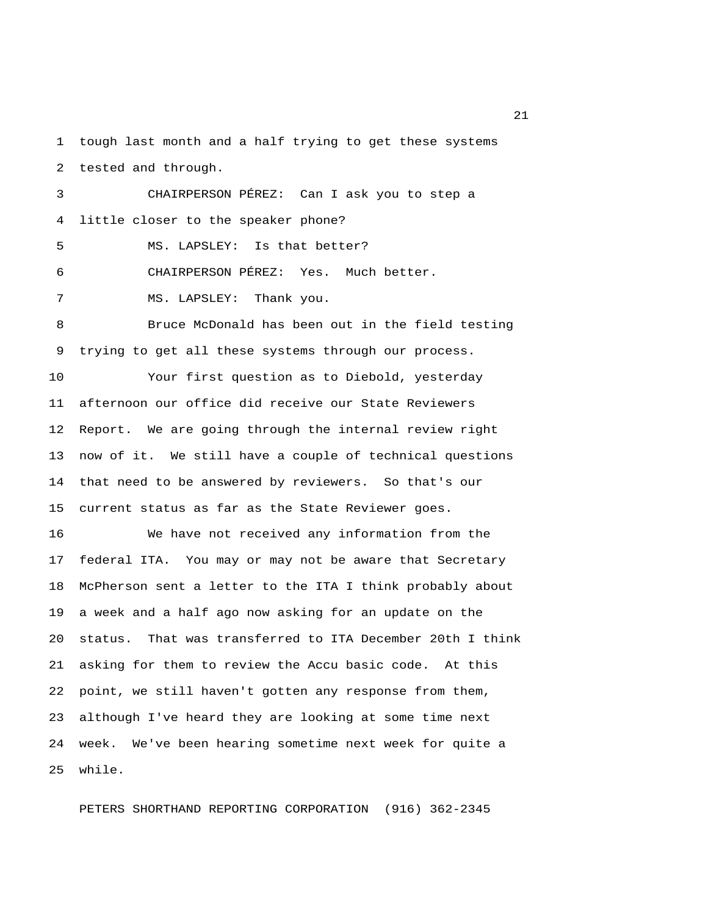tough last month and a half trying to get these systems tested and through.

CHAIRPERSON PÉREZ: Can I ask you to step a little closer to the speaker phone?

MS. LAPSLEY: Is that better?

CHAIRPERSON PÉREZ: Yes. Much better.

MS. LAPSLEY: Thank you.

Bruce McDonald has been out in the field testing trying to get all these systems through our process.

Your first question as to Diebold, yesterday afternoon our office did receive our State Reviewers Report. We are going through the internal review right now of it. We still have a couple of technical questions that need to be answered by reviewers. So that's our current status as far as the State Reviewer goes.

We have not received any information from the federal ITA. You may or may not be aware that Secretary McPherson sent a letter to the ITA I think probably about a week and a half ago now asking for an update on the status. That was transferred to ITA December 20th I think asking for them to review the Accu basic code. At this point, we still haven't gotten any response from them, although I've heard they are looking at some time next week. We've been hearing sometime next week for quite a while.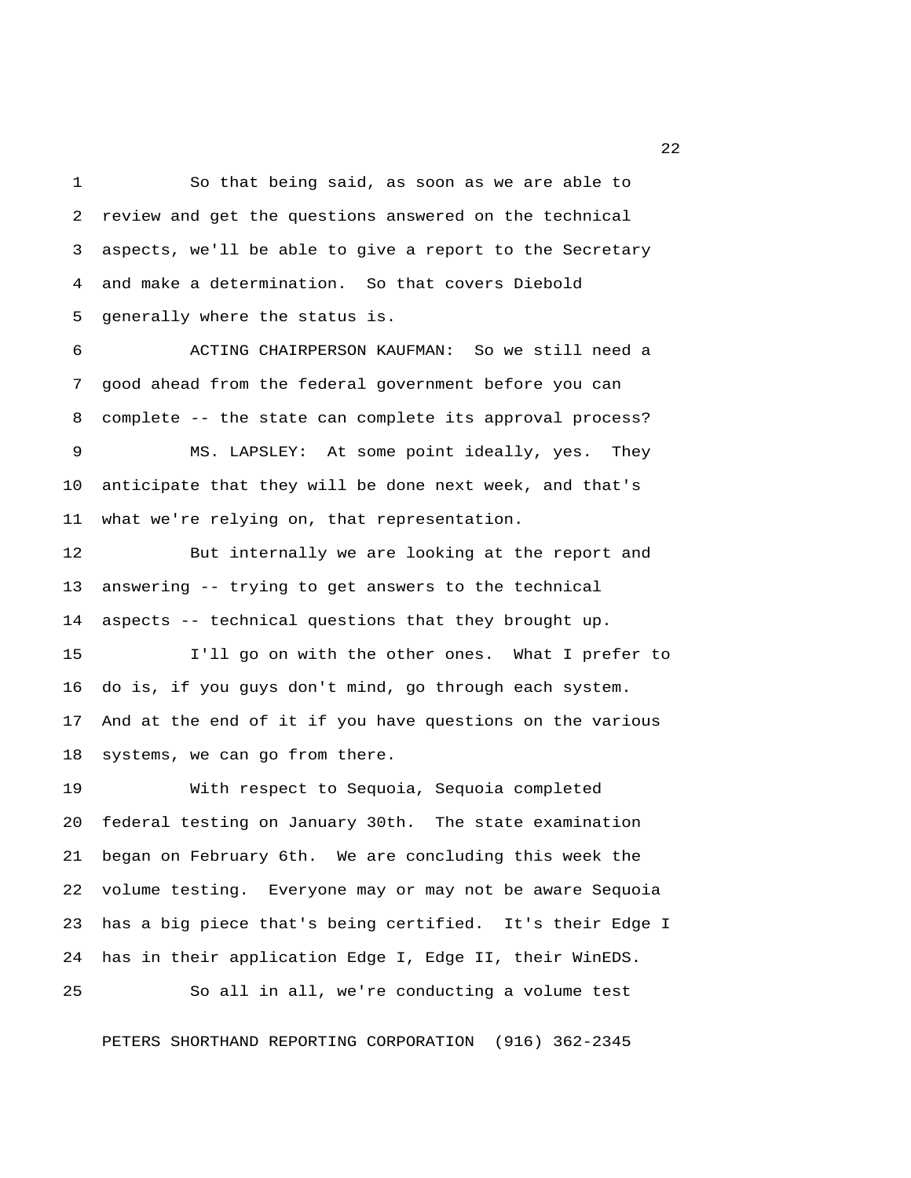So that being said, as soon as we are able to review and get the questions answered on the technical aspects, we'll be able to give a report to the Secretary and make a determination. So that covers Diebold generally where the status is.

ACTING CHAIRPERSON KAUFMAN: So we still need a good ahead from the federal government before you can complete -- the state can complete its approval process?

MS. LAPSLEY: At some point ideally, yes. They anticipate that they will be done next week, and that's what we're relying on, that representation.

But internally we are looking at the report and answering -- trying to get answers to the technical aspects -- technical questions that they brought up.

I'll go on with the other ones. What I prefer to do is, if you guys don't mind, go through each system. And at the end of it if you have questions on the various systems, we can go from there.

With respect to Sequoia, Sequoia completed federal testing on January 30th. The state examination began on February 6th. We are concluding this week the volume testing. Everyone may or may not be aware Sequoia has a big piece that's being certified. It's their Edge I has in their application Edge I, Edge II, their WinEDS.

So all in all, we're conducting a volume test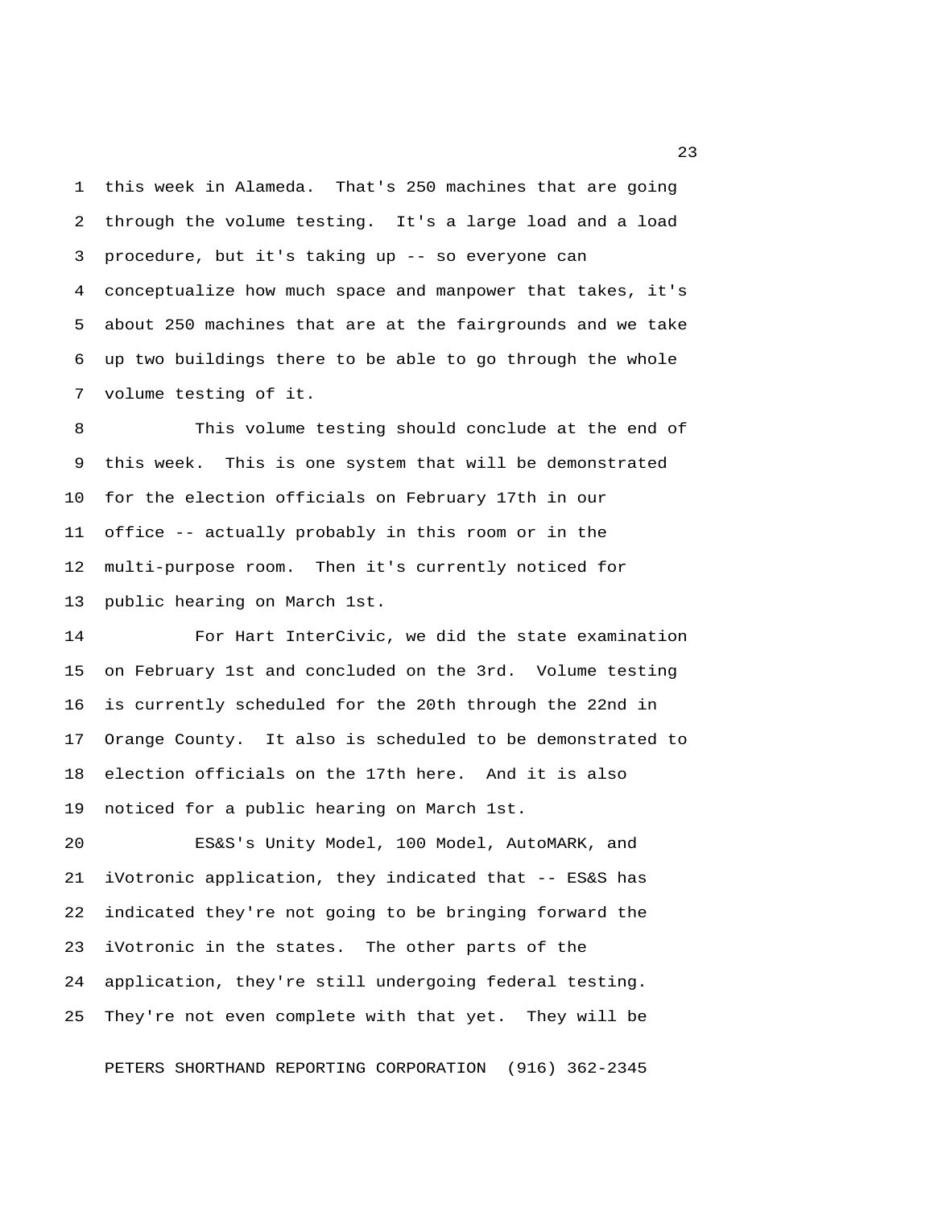this week in Alameda. That's 250 machines that are going through the volume testing. It's a large load and a load procedure, but it's taking up -- so everyone can conceptualize how much space and manpower that takes, it's about 250 machines that are at the fairgrounds and we take up two buildings there to be able to go through the whole volume testing of it.

This volume testing should conclude at the end of this week. This is one system that will be demonstrated for the election officials on February 17th in our office -- actually probably in this room or in the multi-purpose room. Then it's currently noticed for public hearing on March 1st.

For Hart InterCivic, we did the state examination on February 1st and concluded on the 3rd. Volume testing is currently scheduled for the 20th through the 22nd in Orange County. It also is scheduled to be demonstrated to election officials on the 17th here. And it is also noticed for a public hearing on March 1st.

ES&S's Unity Model, 100 Model, AutoMARK, and iVotronic application, they indicated that -- ES&S has indicated they're not going to be bringing forward the iVotronic in the states. The other parts of the application, they're still undergoing federal testing. They're not even complete with that yet. They will be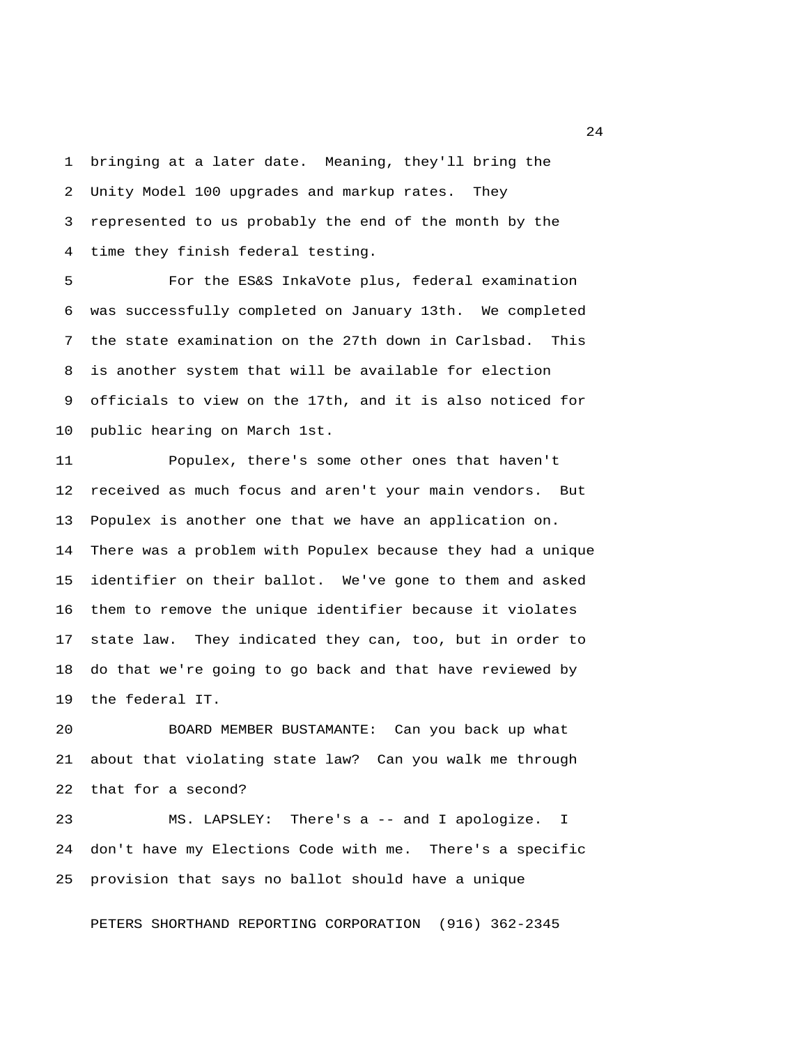bringing at a later date. Meaning, they'll bring the Unity Model 100 upgrades and markup rates. They represented to us probably the end of the month by the time they finish federal testing.

For the ES&S InkaVote plus, federal examination was successfully completed on January 13th. We completed the state examination on the 27th down in Carlsbad. This is another system that will be available for election officials to view on the 17th, and it is also noticed for public hearing on March 1st.

Populex, there's some other ones that haven't received as much focus and aren't your main vendors. But Populex is another one that we have an application on. There was a problem with Populex because they had a unique identifier on their ballot. We've gone to them and asked them to remove the unique identifier because it violates state law. They indicated they can, too, but in order to do that we're going to go back and that have reviewed by the federal IT.

BOARD MEMBER BUSTAMANTE: Can you back up what about that violating state law? Can you walk me through that for a second?

MS. LAPSLEY: There's a -- and I apologize. I don't have my Elections Code with me. There's a specific provision that says no ballot should have a unique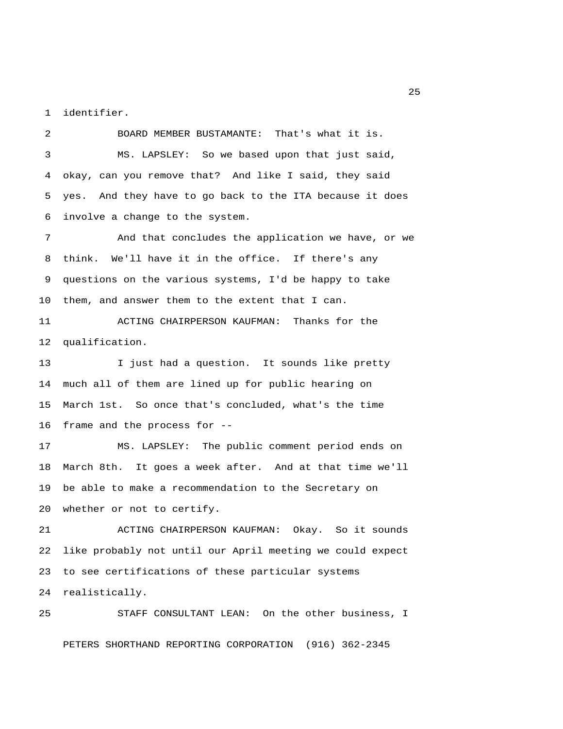identifier.

BOARD MEMBER BUSTAMANTE: That's what it is.

MS. LAPSLEY: So we based upon that just said, okay, can you remove that? And like I said, they said yes. And they have to go back to the ITA because it does involve a change to the system.

And that concludes the application we have, or we think. We'll have it in the office. If there's any questions on the various systems, I'd be happy to take them, and answer them to the extent that I can.

ACTING CHAIRPERSON KAUFMAN: Thanks for the qualification.

I just had a question. It sounds like pretty much all of them are lined up for public hearing on March 1st. So once that's concluded, what's the time frame and the process for --

MS. LAPSLEY: The public comment period ends on March 8th. It goes a week after. And at that time we'll be able to make a recommendation to the Secretary on whether or not to certify.

ACTING CHAIRPERSON KAUFMAN: Okay. So it sounds like probably not until our April meeting we could expect to see certifications of these particular systems realistically.

STAFF CONSULTANT LEAN: On the other business, I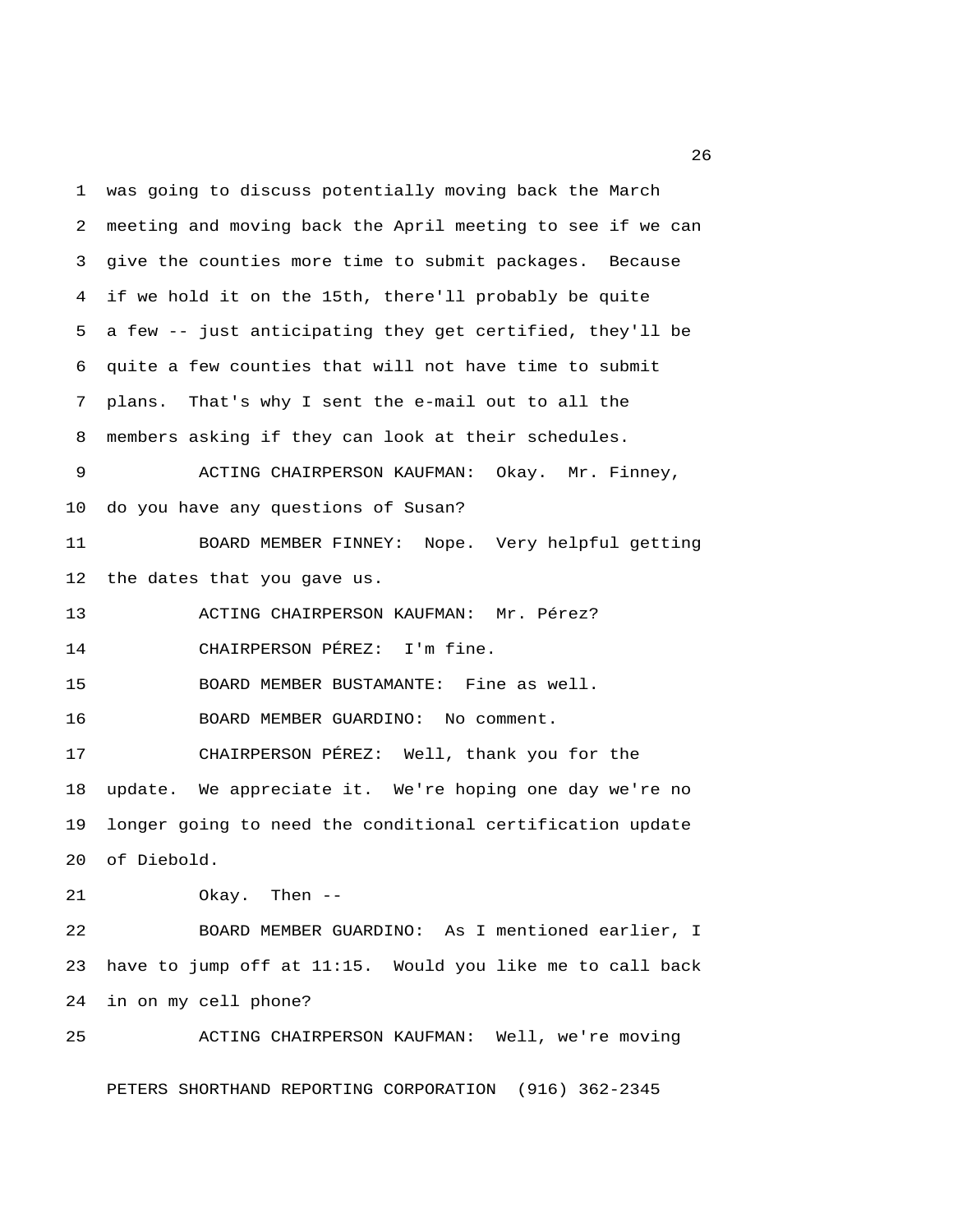was going to discuss potentially moving back the March meeting and moving back the April meeting to see if we can give the counties more time to submit packages. Because if we hold it on the 15th, there'll probably be quite a few -- just anticipating they get certified, they'll be quite a few counties that will not have time to submit plans. That's why I sent the e-mail out to all the members asking if they can look at their schedules.

ACTING CHAIRPERSON KAUFMAN: Okay. Mr. Finney, do you have any questions of Susan?

BOARD MEMBER FINNEY: Nope. Very helpful getting the dates that you gave us.

ACTING CHAIRPERSON KAUFMAN: Mr. Pérez?

CHAIRPERSON PÉREZ: I'm fine.

BOARD MEMBER BUSTAMANTE: Fine as well.

BOARD MEMBER GUARDINO: No comment.

CHAIRPERSON PÉREZ: Well, thank you for the update. We appreciate it. We're hoping one day we're no longer going to need the conditional certification update of Diebold.

Okay. Then --

BOARD MEMBER GUARDINO: As I mentioned earlier, I have to jump off at 11:15. Would you like me to call back in on my cell phone?

ACTING CHAIRPERSON KAUFMAN: Well, we're moving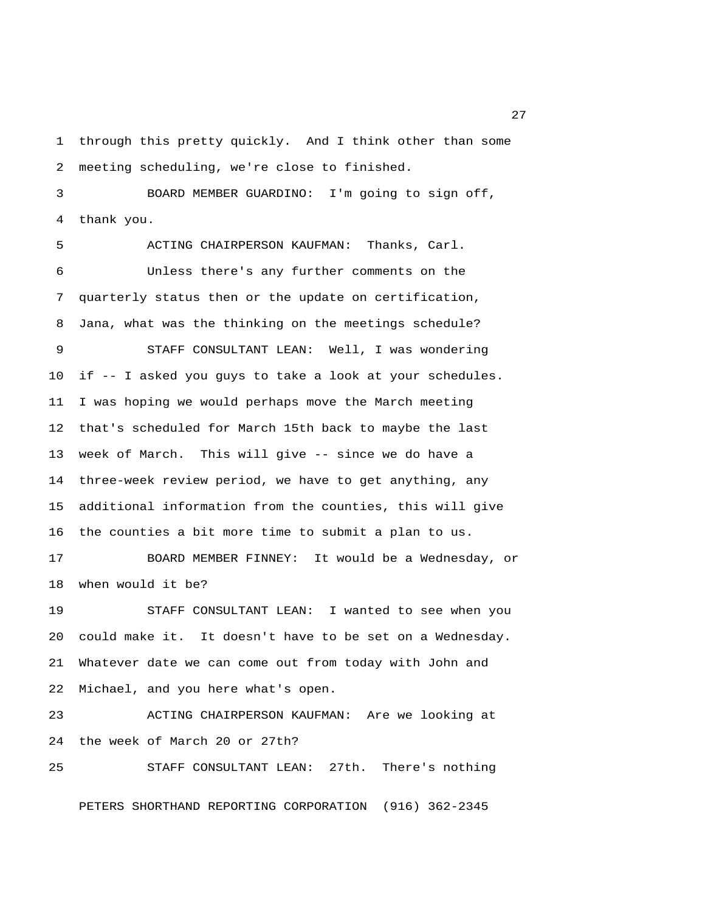through this pretty quickly. And I think other than some meeting scheduling, we're close to finished.

BOARD MEMBER GUARDINO: I'm going to sign off, thank you.

ACTING CHAIRPERSON KAUFMAN: Thanks, Carl.

Unless there's any further comments on the quarterly status then or the update on certification, Jana, what was the thinking on the meetings schedule?

STAFF CONSULTANT LEAN: Well, I was wondering if -- I asked you guys to take a look at your schedules. I was hoping we would perhaps move the March meeting that's scheduled for March 15th back to maybe the last week of March. This will give -- since we do have a three-week review period, we have to get anything, any additional information from the counties, this will give the counties a bit more time to submit a plan to us.

BOARD MEMBER FINNEY: It would be a Wednesday, or when would it be?

STAFF CONSULTANT LEAN: I wanted to see when you could make it. It doesn't have to be set on a Wednesday. Whatever date we can come out from today with John and Michael, and you here what's open.

ACTING CHAIRPERSON KAUFMAN: Are we looking at the week of March 20 or 27th?

STAFF CONSULTANT LEAN: 27th. There's nothing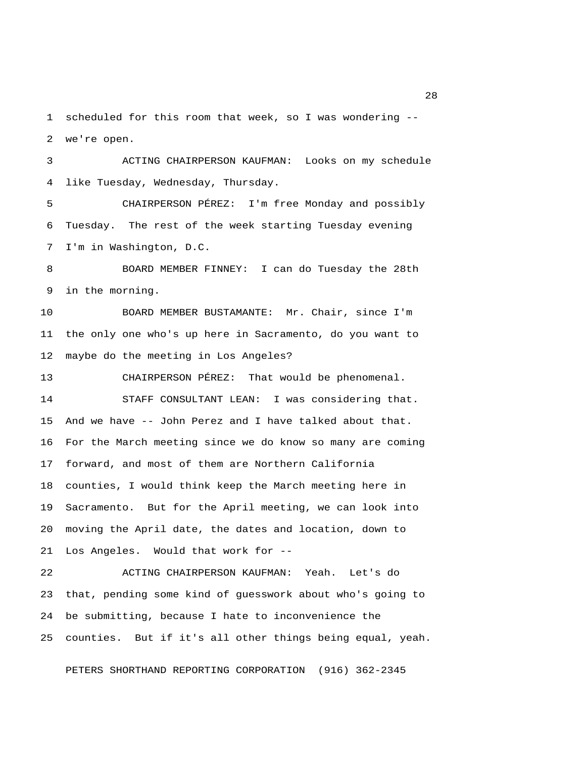scheduled for this room that week, so I was wondering -- we're open.

ACTING CHAIRPERSON KAUFMAN: Looks on my schedule like Tuesday, Wednesday, Thursday.

CHAIRPERSON PÉREZ: I'm free Monday and possibly Tuesday. The rest of the week starting Tuesday evening I'm in Washington, D.C.

BOARD MEMBER FINNEY: I can do Tuesday the 28th in the morning.

BOARD MEMBER BUSTAMANTE: Mr. Chair, since I'm the only one who's up here in Sacramento, do you want to maybe do the meeting in Los Angeles?

CHAIRPERSON PÉREZ: That would be phenomenal.

STAFF CONSULTANT LEAN: I was considering that. And we have -- John Perez and I have talked about that. For the March meeting since we do know so many are coming forward, and most of them are Northern California counties, I would think keep the March meeting here in Sacramento. But for the April meeting, we can look into moving the April date, the dates and location, down to Los Angeles. Would that work for --

ACTING CHAIRPERSON KAUFMAN: Yeah. Let's do that, pending some kind of guesswork about who's going to be submitting, because I hate to inconvenience the counties. But if it's all other things being equal, yeah.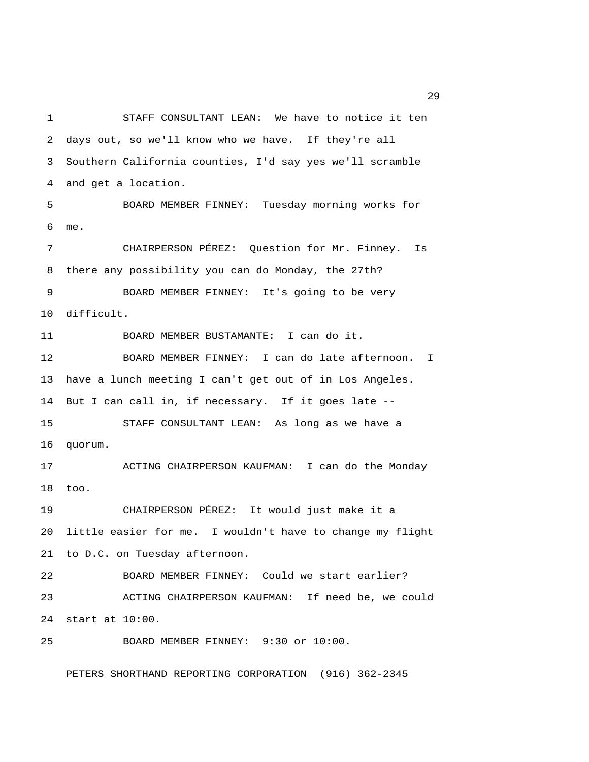STAFF CONSULTANT LEAN: We have to notice it ten days out, so we'll know who we have. If they're all Southern California counties, I'd say yes we'll scramble and get a location.

BOARD MEMBER FINNEY: Tuesday morning works for me.

CHAIRPERSON PÉREZ: Question for Mr. Finney. Is there any possibility you can do Monday, the 27th?

BOARD MEMBER FINNEY: It's going to be very difficult.

BOARD MEMBER BUSTAMANTE: I can do it.

BOARD MEMBER FINNEY: I can do late afternoon. I have a lunch meeting I can't get out of in Los Angeles. But I can call in, if necessary. If it goes late --

STAFF CONSULTANT LEAN: As long as we have a quorum.

ACTING CHAIRPERSON KAUFMAN: I can do the Monday too.

CHAIRPERSON PÉREZ: It would just make it a little easier for me. I wouldn't have to change my flight to D.C. on Tuesday afternoon.

BOARD MEMBER FINNEY: Could we start earlier?

ACTING CHAIRPERSON KAUFMAN: If need be, we could start at 10:00.

BOARD MEMBER FINNEY: 9:30 or 10:00.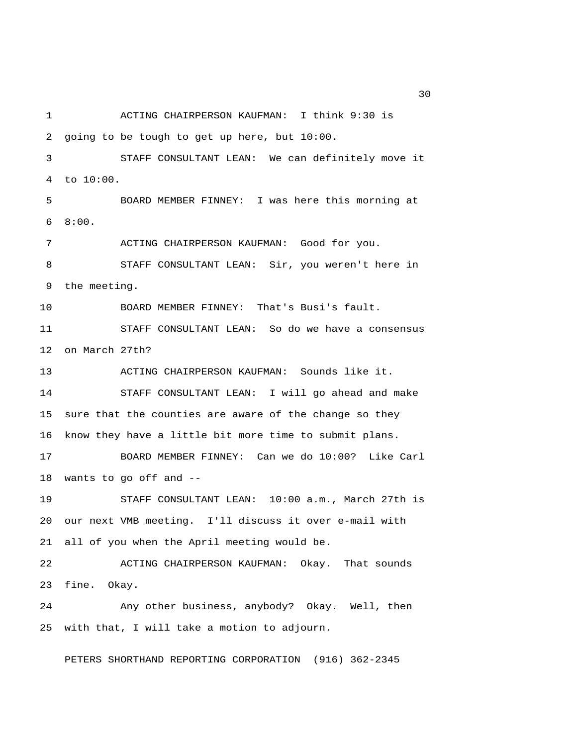ACTING CHAIRPERSON KAUFMAN: I think 9:30 is going to be tough to get up here, but 10:00.

STAFF CONSULTANT LEAN: We can definitely move it to 10:00.

BOARD MEMBER FINNEY: I was here this morning at 8:00.

ACTING CHAIRPERSON KAUFMAN: Good for you.

STAFF CONSULTANT LEAN: Sir, you weren't here in the meeting.

BOARD MEMBER FINNEY: That's Busi's fault.

STAFF CONSULTANT LEAN: So do we have a consensus on March 27th?

ACTING CHAIRPERSON KAUFMAN: Sounds like it.

STAFF CONSULTANT LEAN: I will go ahead and make sure that the counties are aware of the change so they know they have a little bit more time to submit plans.

BOARD MEMBER FINNEY: Can we do 10:00? Like Carl wants to go off and --

STAFF CONSULTANT LEAN: 10:00 a.m., March 27th is our next VMB meeting. I'll discuss it over e-mail with all of you when the April meeting would be.

ACTING CHAIRPERSON KAUFMAN: Okay. That sounds fine. Okay.

Any other business, anybody? Okay. Well, then with that, I will take a motion to adjourn.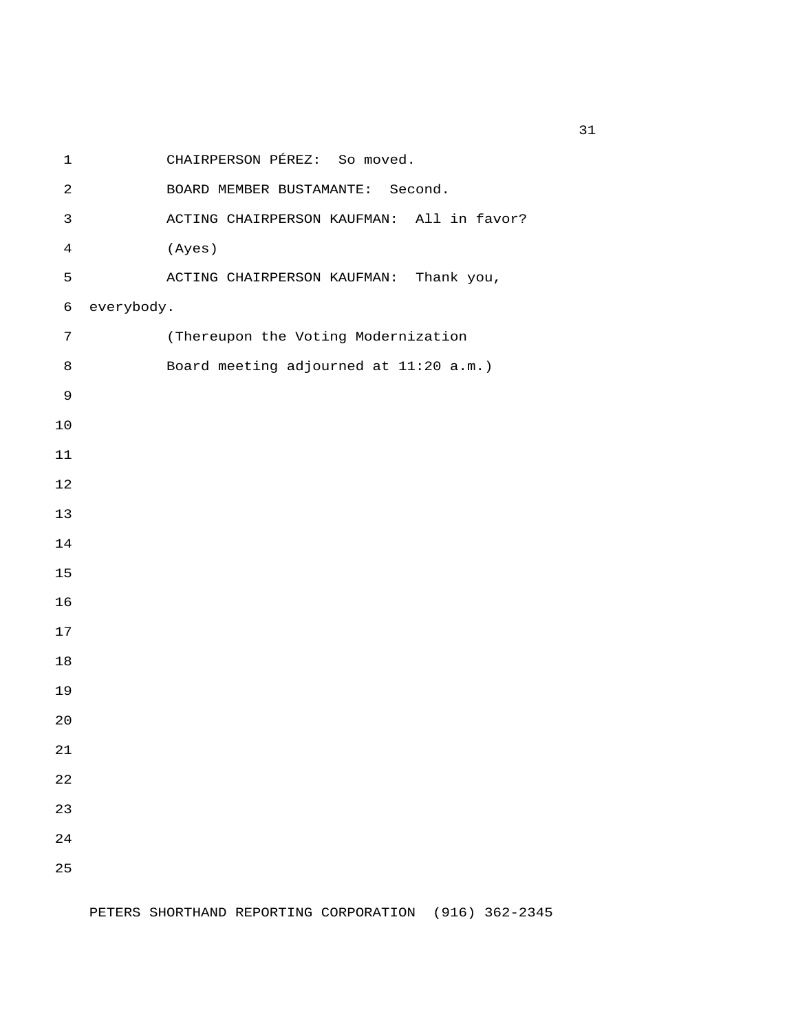CHAIRPERSON PÉREZ: So moved.

BOARD MEMBER BUSTAMANTE: Second.

ACTING CHAIRPERSON KAUFMAN: All in favor?

(Ayes)

ACTING CHAIRPERSON KAUFMAN: Thank you, everybody.

(Thereupon the Voting Modernization Board meeting adjourned at 11:20 a.m.)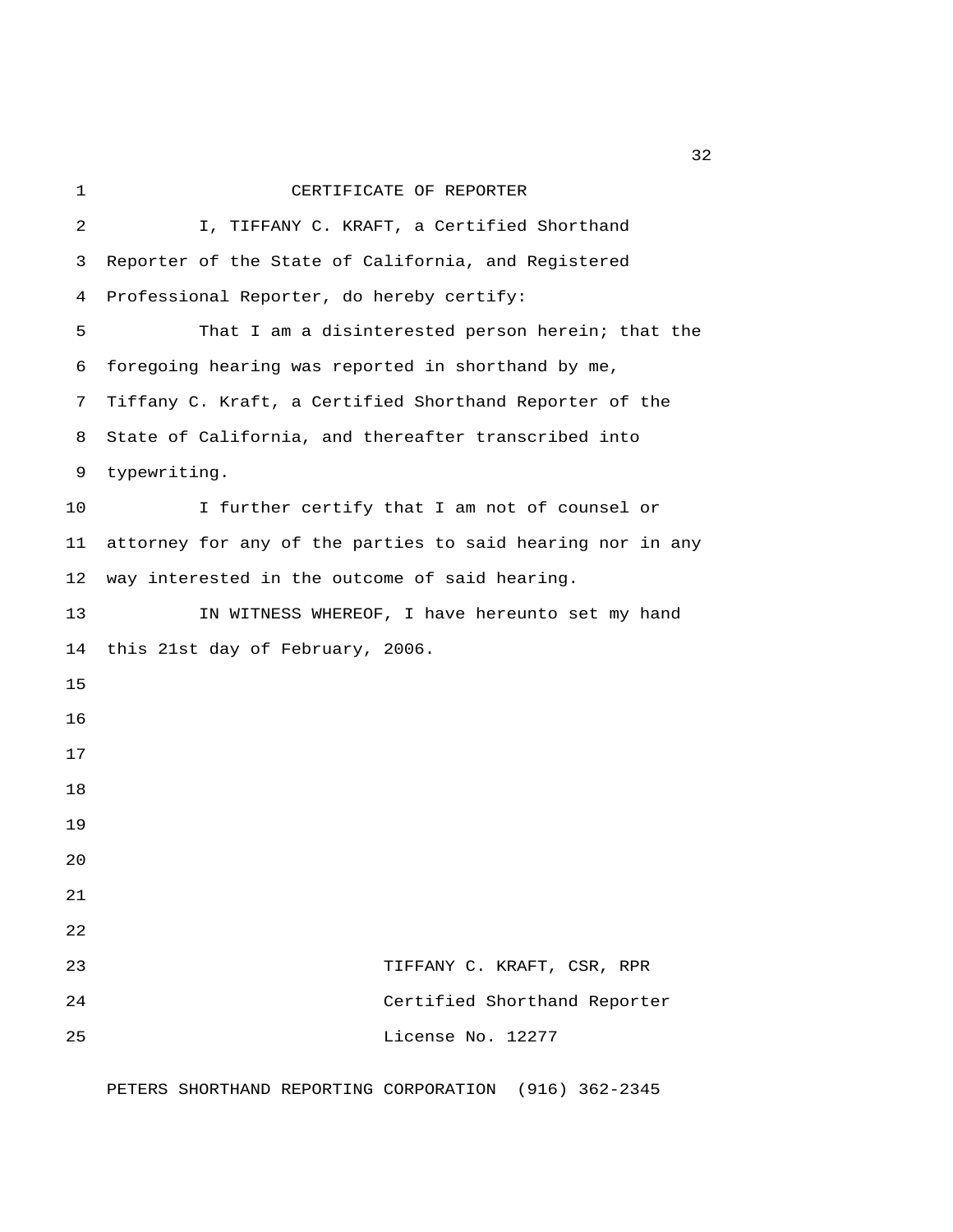# CERTIFICATE OF REPORTER

I, TIFFANY C. KRAFT, a Certified Shorthand Reporter of the State of California, and Registered Professional Reporter, do hereby certify:

That I am a disinterested person herein; that the foregoing hearing was reported in shorthand by me, Tiffany C. Kraft, a Certified Shorthand Reporter of the State of California, and thereafter transcribed into typewriting.

I further certify that I am not of counsel or attorney for any of the parties to said hearing nor in any way interested in the outcome of said hearing.

IN WITNESS WHEREOF, I have hereunto set my hand this 21st day of February, 2006.

TIFFANY C. KRAFT, CSR, RPR
Certified Shorthand Reporter
License No. 12277

PETERS SHORTHAND REPORTING CORPORATION (916) 362-2345